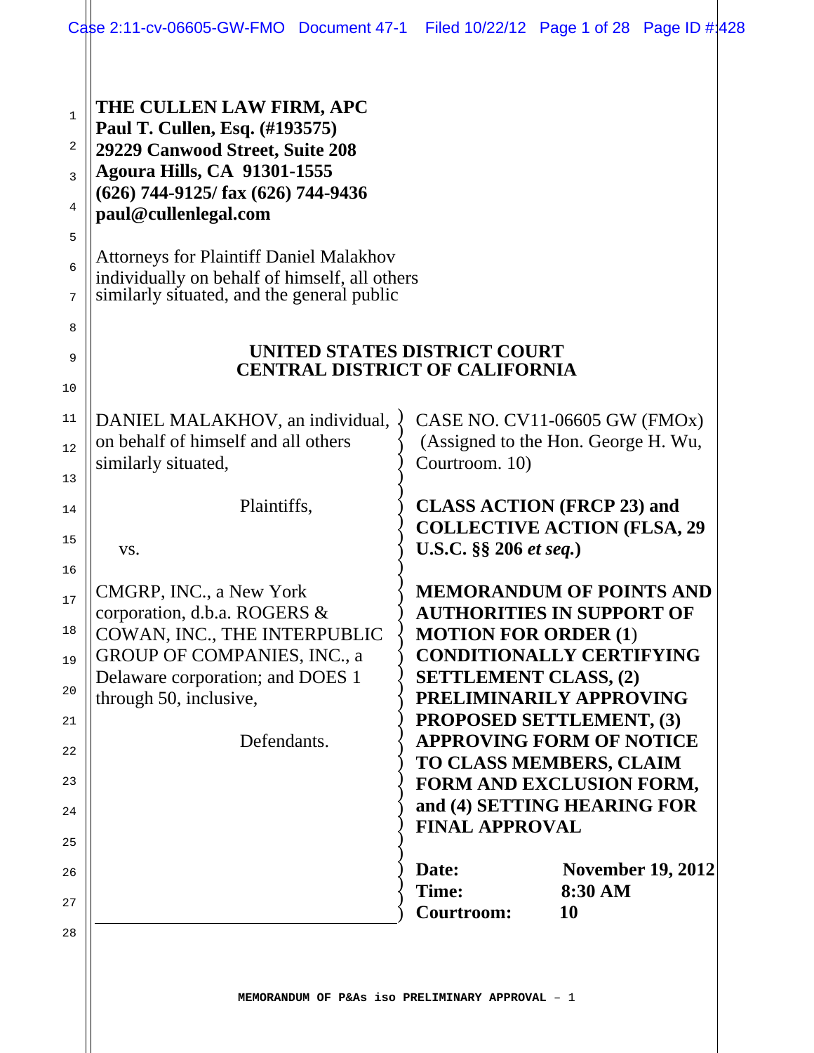**THE CULLEN LAW FIRM, APC**
**Paul T. Cullen, Esq. (#193575)**
**29229 Canwood Street, Suite 208**
**Agoura Hills, CA 91301-1555**
**(626) 744-9125/ fax (626) 744-9436**
**paul@cullenlegal.com**

Attorneys for Plaintiff Daniel Malakhov individually on behalf of himself, all others similarly situated, and the general public

**UNITED STATES DISTRICT COURT**
**CENTRAL DISTRICT OF CALIFORNIA**

DANIEL MALAKHOV, an individual, on behalf of himself and all others similarly situated,

Plaintiffs,

vs.

CMGRP, INC., a New York corporation, d.b.a. ROGERS & COWAN, INC., THE INTERPUBLIC GROUP OF COMPANIES, INC., a Delaware corporation; and DOES 1 through 50, inclusive,

Defendants.

CASE NO. CV11-06605 GW (FMOx)
(Assigned to the Hon. George H. Wu, Courtroom. 10)

**CLASS ACTION (FRCP 23) and COLLECTIVE ACTION (FLSA, 29 U.S.C. §§ 206 *et seq.*)**

**MEMORANDUM OF POINTS AND AUTHORITIES IN SUPPORT OF MOTION FOR ORDER (1) CONDITIONALLY CERTIFYING SETTLEMENT CLASS, (2) PRELIMINARILY APPROVING PROPOSED SETTLEMENT, (3) APPROVING FORM OF NOTICE TO CLASS MEMBERS, CLAIM FORM AND EXCLUSION FORM, and (4) SETTING HEARING FOR FINAL APPROVAL**

| | |
|---|---|
| **Date:** | **November 19, 2012** |
| **Time:** | **8:30 AM** |
| **Courtroom:** | **10** |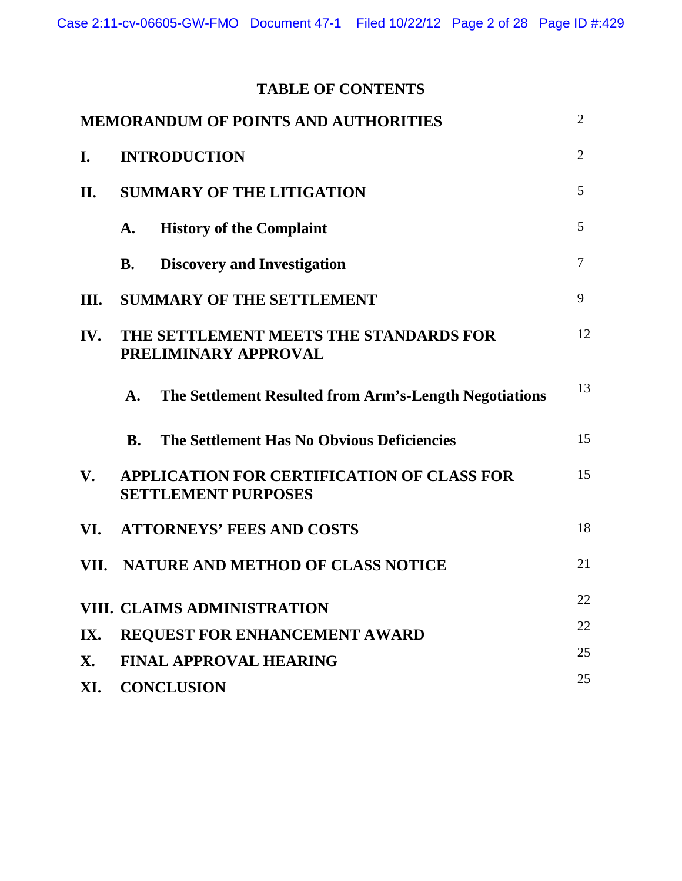# TABLE OF CONTENTS

| | | |
|---|---|---|
| **MEMORANDUM OF POINTS AND AUTHORITIES** | | 2 |
| **I.** | **INTRODUCTION** | 2 |
| **II.** | **SUMMARY OF THE LITIGATION** | 5 |
| | **A. History of the Complaint** | 5 |
| | **B. Discovery and Investigation** | 7 |
| **III.** | **SUMMARY OF THE SETTLEMENT** | 9 |
| **IV.** | **THE SETTLEMENT MEETS THE STANDARDS FOR PRELIMINARY APPROVAL** | 12 |
| | **A. The Settlement Resulted from Arm's-Length Negotiations** | 13 |
| | **B. The Settlement Has No Obvious Deficiencies** | 15 |
| **V.** | **APPLICATION FOR CERTIFICATION OF CLASS FOR SETTLEMENT PURPOSES** | 15 |
| **VI.** | **ATTORNEYS' FEES AND COSTS** | 18 |
| **VII.** | **NATURE AND METHOD OF CLASS NOTICE** | 21 |
| **VIII.** | **CLAIMS ADMINISTRATION** | 22 |
| **IX.** | **REQUEST FOR ENHANCEMENT AWARD** | 22 |
| **X.** | **FINAL APPROVAL HEARING** | 25 |
| **XI.** | **CONCLUSION** | 25 |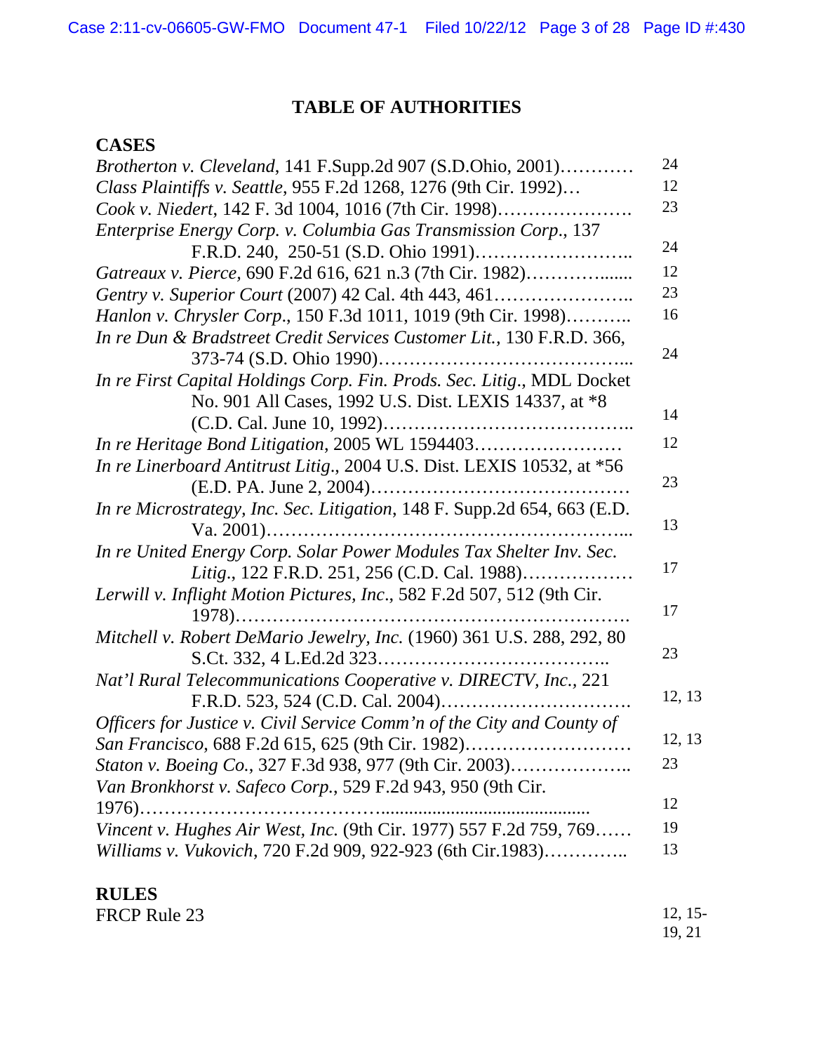# TABLE OF AUTHORITIES

## CASES

| Case | Page |
|---|---|
| *Brotherton v. Cleveland*, 141 F.Supp.2d 907 (S.D.Ohio, 2001)………… | 24 |
| *Class Plaintiffs v. Seattle*, 955 F.2d 1268, 1276 (9th Cir. 1992)… | 12 |
| *Cook v. Niedert*, 142 F. 3d 1004, 1016 (7th Cir. 1998)…………………. | 23 |
| *Enterprise Energy Corp. v. Columbia Gas Transmission Corp.*, 137 F.R.D. 240, 250-51 (S.D. Ohio 1991)…………………….. | 24 |
| *Gatreaux v. Pierce*, 690 F.2d 616, 621 n.3 (7th Cir. 1982)…………....... | 12 |
| *Gentry v. Superior Court* (2007) 42 Cal. 4th 443, 461………………….. | 23 |
| *Hanlon v. Chrysler Corp*., 150 F.3d 1011, 1019 (9th Cir. 1998)……….. | 16 |
| *In re Dun & Bradstreet Credit Services Customer Lit.*, 130 F.R.D. 366, 373-74 (S.D. Ohio 1990)………………………………... | 24 |
| *In re First Capital Holdings Corp. Fin. Prods. Sec. Litig*., MDL Docket No. 901 All Cases, 1992 U.S. Dist. LEXIS 14337, at *8 (C.D. Cal. June 10, 1992)……………………………….. | 14 |
| *In re Heritage Bond Litigation*, 2005 WL 1594403…………………… | 12 |
| *In re Linerboard Antitrust Litig*., 2004 U.S. Dist. LEXIS 10532, at *56 (E.D. PA. June 2, 2004)…………………………………… | 23 |
| *In re Microstrategy, Inc. Sec. Litigation*, 148 F. Supp.2d 654, 663 (E.D. Va. 2001)…………………………………………………... | 13 |
| *In re United Energy Corp. Solar Power Modules Tax Shelter Inv. Sec. Litig*., 122 F.R.D. 251, 256 (C.D. Cal. 1988)……………… | 17 |
| *Lerwill v. Inflight Motion Pictures, Inc*., 582 F.2d 507, 512 (9th Cir. 1978)……………………………………………………. | 17 |
| *Mitchell v. Robert DeMario Jewelry, Inc.* (1960) 361 U.S. 288, 292, 80 S.Ct. 332, 4 L.Ed.2d 323……………………………….. | 23 |
| *Nat'l Rural Telecommunications Cooperative v. DIRECTV, Inc*., 221 F.R.D. 523, 524 (C.D. Cal. 2004)…………………………. | 12, 13 |
| *Officers for Justice v. Civil Service Comm'n of the City and County of San Francisco*, 688 F.2d 615, 625 (9th Cir. 1982)……………………… | 12, 13 |
| *Staton v. Boeing Co.*, 327 F.3d 938, 977 (9th Cir. 2003)……………….. | 23 |
| *Van Bronkhorst v. Safeco Corp.*, 529 F.2d 943, 950 (9th Cir. 1976)………………………………........................................ | 12 |
| *Vincent v. Hughes Air West, Inc.* (9th Cir. 1977) 557 F.2d 759, 769…… | 19 |
| *Williams v. Vukovich*, 720 F.2d 909, 922-923 (6th Cir.1983)………….. | 13 |

## RULES

| Rule | Page |
|---|---|
| FRCP Rule 23 | 12, 15-19, 21 |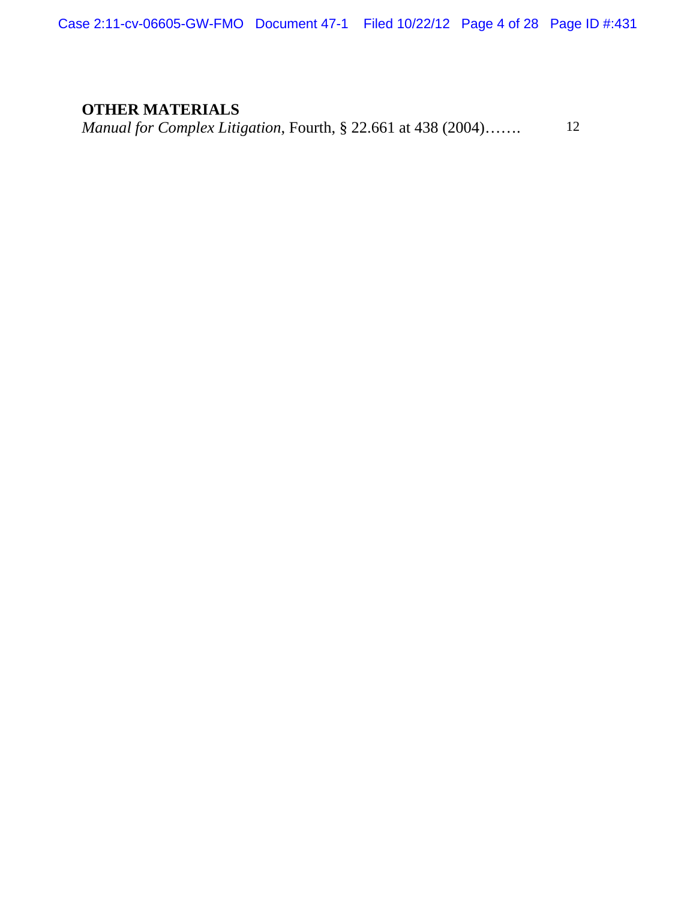**OTHER MATERIALS**

*Manual for Complex Litigation*, Fourth, § 22.661 at 438 (2004)……. 12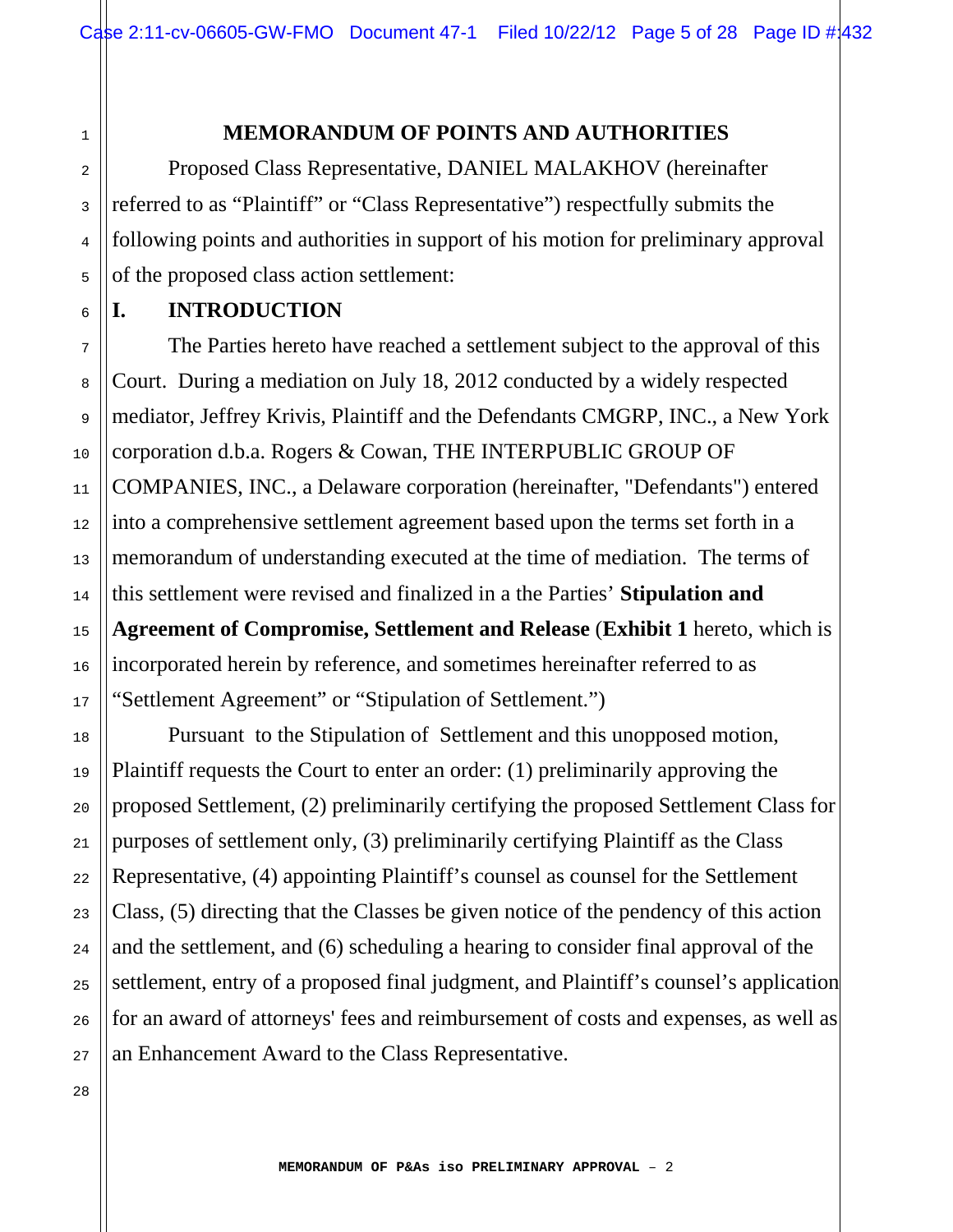# MEMORANDUM OF POINTS AND AUTHORITIES

Proposed Class Representative, DANIEL MALAKHOV (hereinafter referred to as "Plaintiff" or "Class Representative") respectfully submits the following points and authorities in support of his motion for preliminary approval of the proposed class action settlement:

## I. INTRODUCTION

The Parties hereto have reached a settlement subject to the approval of this Court. During a mediation on July 18, 2012 conducted by a widely respected mediator, Jeffrey Krivis, Plaintiff and the Defendants CMGRP, INC., a New York corporation d.b.a. Rogers & Cowan, THE INTERPUBLIC GROUP OF COMPANIES, INC., a Delaware corporation (hereinafter, "Defendants") entered into a comprehensive settlement agreement based upon the terms set forth in a memorandum of understanding executed at the time of mediation. The terms of this settlement were revised and finalized in a the Parties' **Stipulation and Agreement of Compromise, Settlement and Release** (**Exhibit 1** hereto, which is incorporated herein by reference, and sometimes hereinafter referred to as "Settlement Agreement" or "Stipulation of Settlement.")

Pursuant to the Stipulation of Settlement and this unopposed motion, Plaintiff requests the Court to enter an order: (1) preliminarily approving the proposed Settlement, (2) preliminarily certifying the proposed Settlement Class for purposes of settlement only, (3) preliminarily certifying Plaintiff as the Class Representative, (4) appointing Plaintiff's counsel as counsel for the Settlement Class, (5) directing that the Classes be given notice of the pendency of this action and the settlement, and (6) scheduling a hearing to consider final approval of the settlement, entry of a proposed final judgment, and Plaintiff's counsel's application for an award of attorneys' fees and reimbursement of costs and expenses, as well as an Enhancement Award to the Class Representative.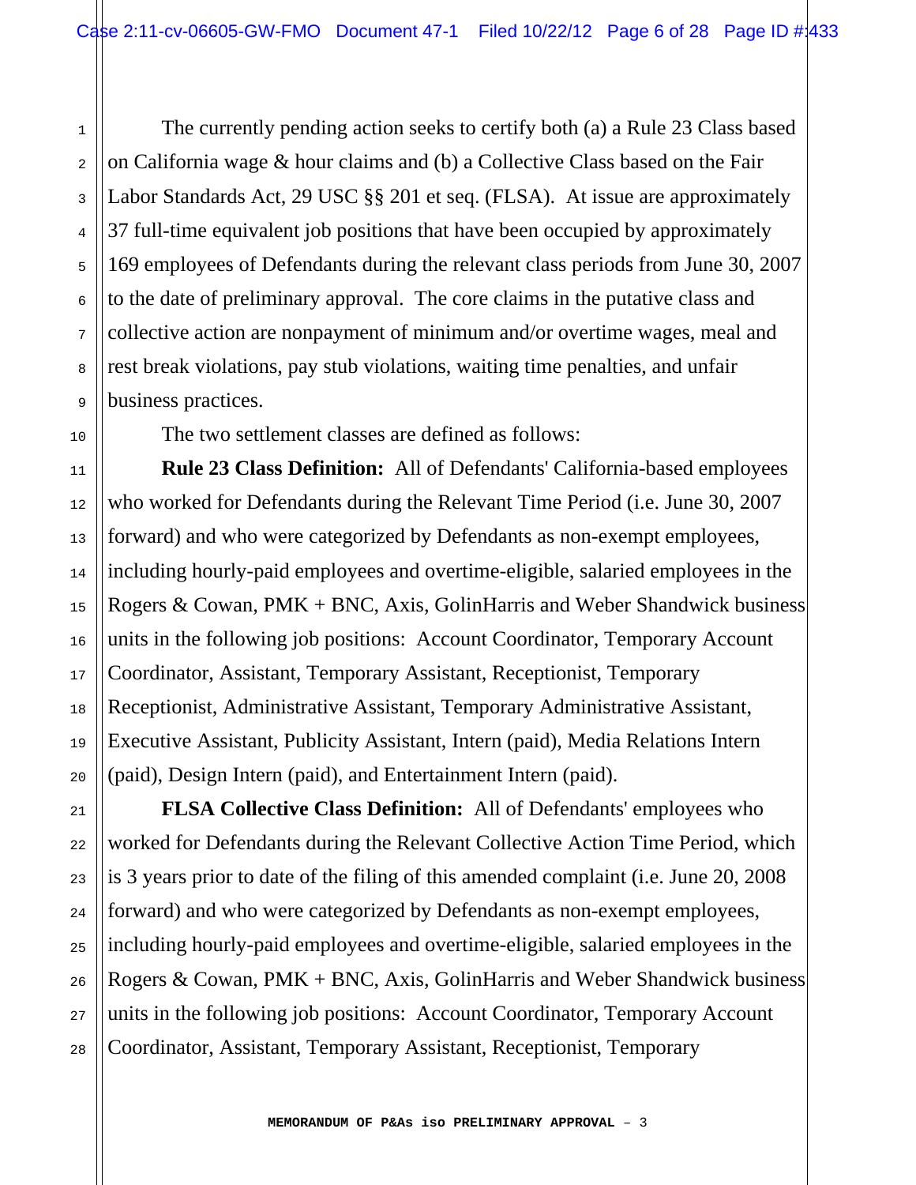The currently pending action seeks to certify both (a) a Rule 23 Class based on California wage & hour claims and (b) a Collective Class based on the Fair Labor Standards Act, 29 USC §§ 201 et seq. (FLSA). At issue are approximately 37 full-time equivalent job positions that have been occupied by approximately 169 employees of Defendants during the relevant class periods from June 30, 2007 to the date of preliminary approval. The core claims in the putative class and collective action are nonpayment of minimum and/or overtime wages, meal and rest break violations, pay stub violations, waiting time penalties, and unfair business practices.

The two settlement classes are defined as follows:

**Rule 23 Class Definition:** All of Defendants' California-based employees who worked for Defendants during the Relevant Time Period (i.e. June 30, 2007 forward) and who were categorized by Defendants as non-exempt employees, including hourly-paid employees and overtime-eligible, salaried employees in the Rogers & Cowan, PMK + BNC, Axis, GolinHarris and Weber Shandwick business units in the following job positions: Account Coordinator, Temporary Account Coordinator, Assistant, Temporary Assistant, Receptionist, Temporary Receptionist, Administrative Assistant, Temporary Administrative Assistant, Executive Assistant, Publicity Assistant, Intern (paid), Media Relations Intern (paid), Design Intern (paid), and Entertainment Intern (paid).

**FLSA Collective Class Definition:** All of Defendants' employees who worked for Defendants during the Relevant Collective Action Time Period, which is 3 years prior to date of the filing of this amended complaint (i.e. June 20, 2008 forward) and who were categorized by Defendants as non-exempt employees, including hourly-paid employees and overtime-eligible, salaried employees in the Rogers & Cowan, PMK + BNC, Axis, GolinHarris and Weber Shandwick business units in the following job positions: Account Coordinator, Temporary Account Coordinator, Assistant, Temporary Assistant, Receptionist, Temporary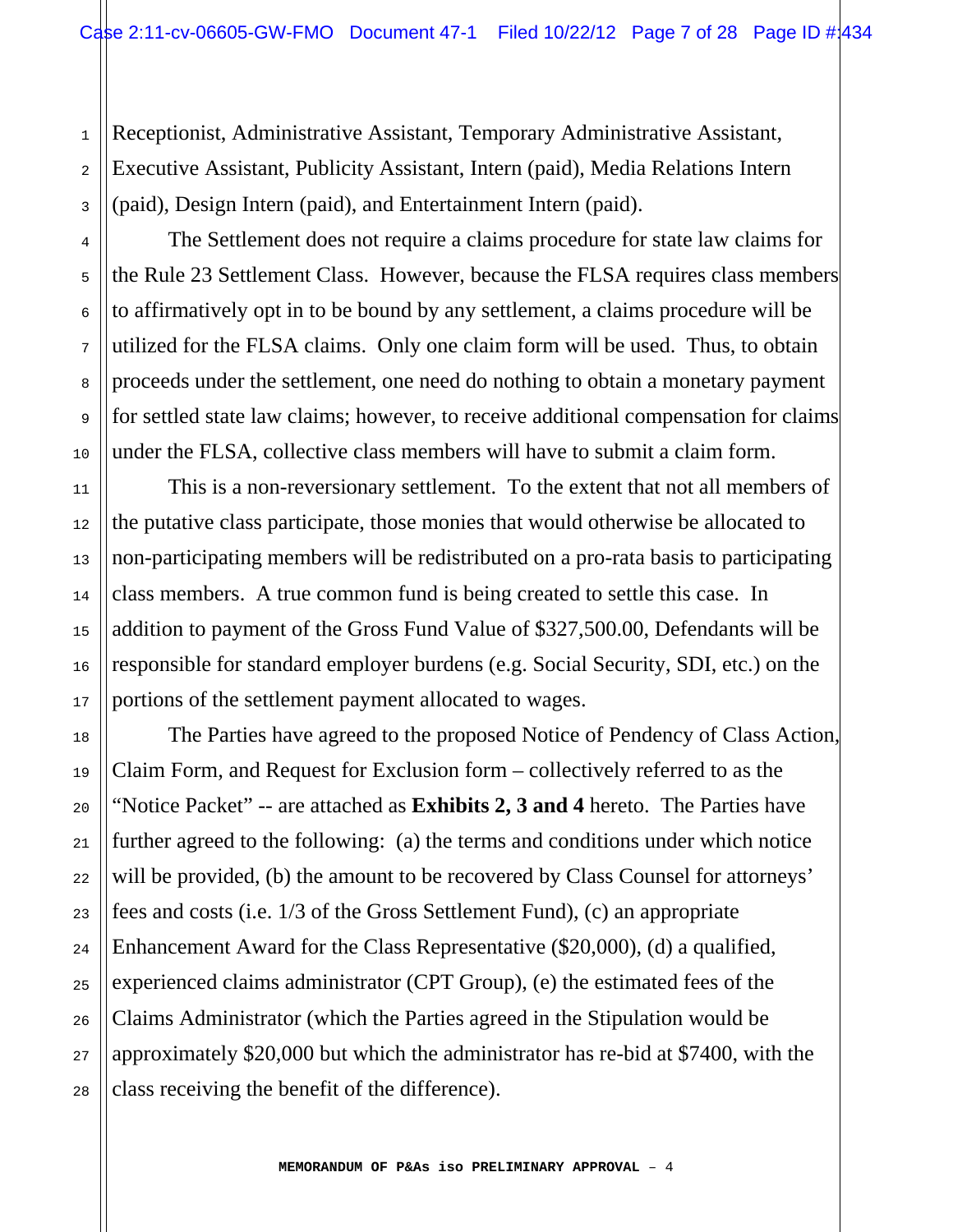Receptionist, Administrative Assistant, Temporary Administrative Assistant, Executive Assistant, Publicity Assistant, Intern (paid), Media Relations Intern (paid), Design Intern (paid), and Entertainment Intern (paid).

The Settlement does not require a claims procedure for state law claims for the Rule 23 Settlement Class. However, because the FLSA requires class members to affirmatively opt in to be bound by any settlement, a claims procedure will be utilized for the FLSA claims. Only one claim form will be used. Thus, to obtain proceeds under the settlement, one need do nothing to obtain a monetary payment for settled state law claims; however, to receive additional compensation for claims under the FLSA, collective class members will have to submit a claim form.

This is a non-reversionary settlement. To the extent that not all members of the putative class participate, those monies that would otherwise be allocated to non-participating members will be redistributed on a pro-rata basis to participating class members. A true common fund is being created to settle this case. In addition to payment of the Gross Fund Value of $327,500.00, Defendants will be responsible for standard employer burdens (e.g. Social Security, SDI, etc.) on the portions of the settlement payment allocated to wages.

The Parties have agreed to the proposed Notice of Pendency of Class Action, Claim Form, and Request for Exclusion form – collectively referred to as the "Notice Packet" -- are attached as **Exhibits 2, 3 and 4** hereto. The Parties have further agreed to the following: (a) the terms and conditions under which notice will be provided, (b) the amount to be recovered by Class Counsel for attorneys' fees and costs (i.e. 1/3 of the Gross Settlement Fund), (c) an appropriate Enhancement Award for the Class Representative ($20,000), (d) a qualified, experienced claims administrator (CPT Group), (e) the estimated fees of the Claims Administrator (which the Parties agreed in the Stipulation would be approximately $20,000 but which the administrator has re-bid at $7400, with the class receiving the benefit of the difference).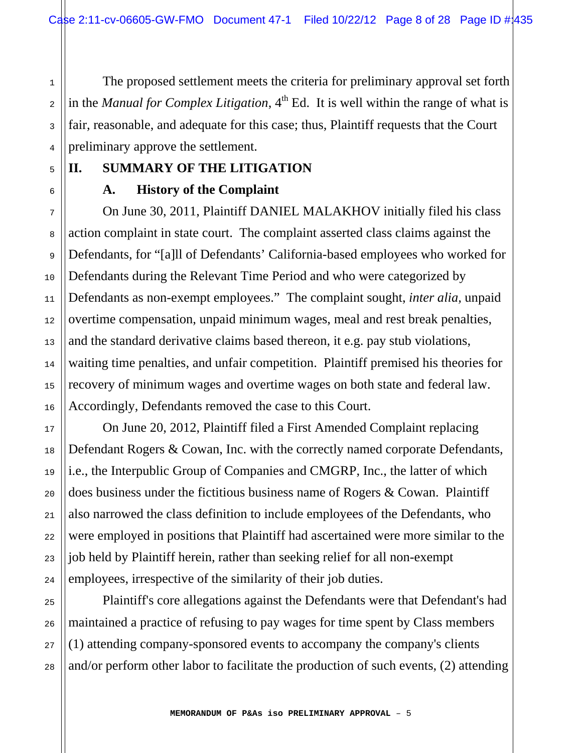The proposed settlement meets the criteria for preliminary approval set forth in the *Manual for Complex Litigation*, 4th Ed. It is well within the range of what is fair, reasonable, and adequate for this case; thus, Plaintiff requests that the Court preliminary approve the settlement.

## II. SUMMARY OF THE LITIGATION

### A. History of the Complaint

On June 30, 2011, Plaintiff DANIEL MALAKHOV initially filed his class action complaint in state court. The complaint asserted class claims against the Defendants, for "[a]ll of Defendants' California-based employees who worked for Defendants during the Relevant Time Period and who were categorized by Defendants as non-exempt employees." The complaint sought, *inter alia,* unpaid overtime compensation, unpaid minimum wages, meal and rest break penalties, and the standard derivative claims based thereon, it e.g. pay stub violations, waiting time penalties, and unfair competition. Plaintiff premised his theories for recovery of minimum wages and overtime wages on both state and federal law. Accordingly, Defendants removed the case to this Court.

On June 20, 2012, Plaintiff filed a First Amended Complaint replacing Defendant Rogers & Cowan, Inc. with the correctly named corporate Defendants, i.e., the Interpublic Group of Companies and CMGRP, Inc., the latter of which does business under the fictitious business name of Rogers & Cowan. Plaintiff also narrowed the class definition to include employees of the Defendants, who were employed in positions that Plaintiff had ascertained were more similar to the job held by Plaintiff herein, rather than seeking relief for all non-exempt employees, irrespective of the similarity of their job duties.

Plaintiff's core allegations against the Defendants were that Defendant's had maintained a practice of refusing to pay wages for time spent by Class members (1) attending company-sponsored events to accompany the company's clients and/or perform other labor to facilitate the production of such events, (2) attending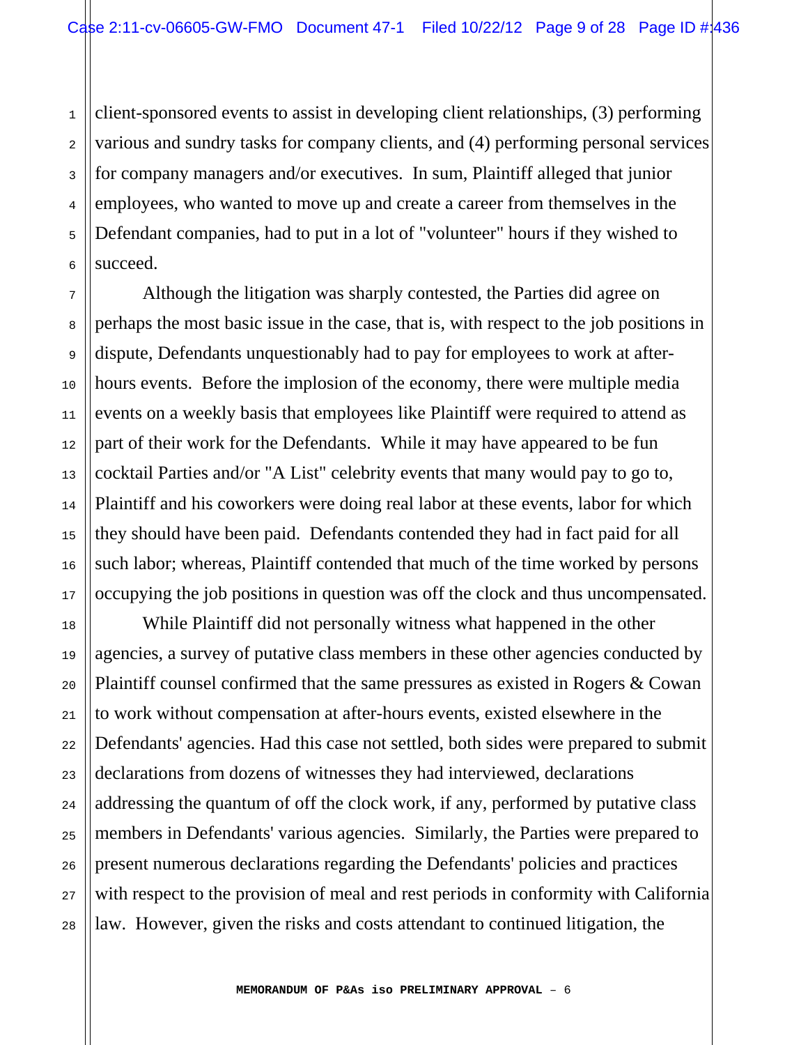client-sponsored events to assist in developing client relationships, (3) performing various and sundry tasks for company clients, and (4) performing personal services for company managers and/or executives. In sum, Plaintiff alleged that junior employees, who wanted to move up and create a career from themselves in the Defendant companies, had to put in a lot of "volunteer" hours if they wished to succeed.

Although the litigation was sharply contested, the Parties did agree on perhaps the most basic issue in the case, that is, with respect to the job positions in dispute, Defendants unquestionably had to pay for employees to work at after-hours events. Before the implosion of the economy, there were multiple media events on a weekly basis that employees like Plaintiff were required to attend as part of their work for the Defendants. While it may have appeared to be fun cocktail Parties and/or "A List" celebrity events that many would pay to go to, Plaintiff and his coworkers were doing real labor at these events, labor for which they should have been paid. Defendants contended they had in fact paid for all such labor; whereas, Plaintiff contended that much of the time worked by persons occupying the job positions in question was off the clock and thus uncompensated.

While Plaintiff did not personally witness what happened in the other agencies, a survey of putative class members in these other agencies conducted by Plaintiff counsel confirmed that the same pressures as existed in Rogers & Cowan to work without compensation at after-hours events, existed elsewhere in the Defendants' agencies. Had this case not settled, both sides were prepared to submit declarations from dozens of witnesses they had interviewed, declarations addressing the quantum of off the clock work, if any, performed by putative class members in Defendants' various agencies. Similarly, the Parties were prepared to present numerous declarations regarding the Defendants' policies and practices with respect to the provision of meal and rest periods in conformity with California law. However, given the risks and costs attendant to continued litigation, the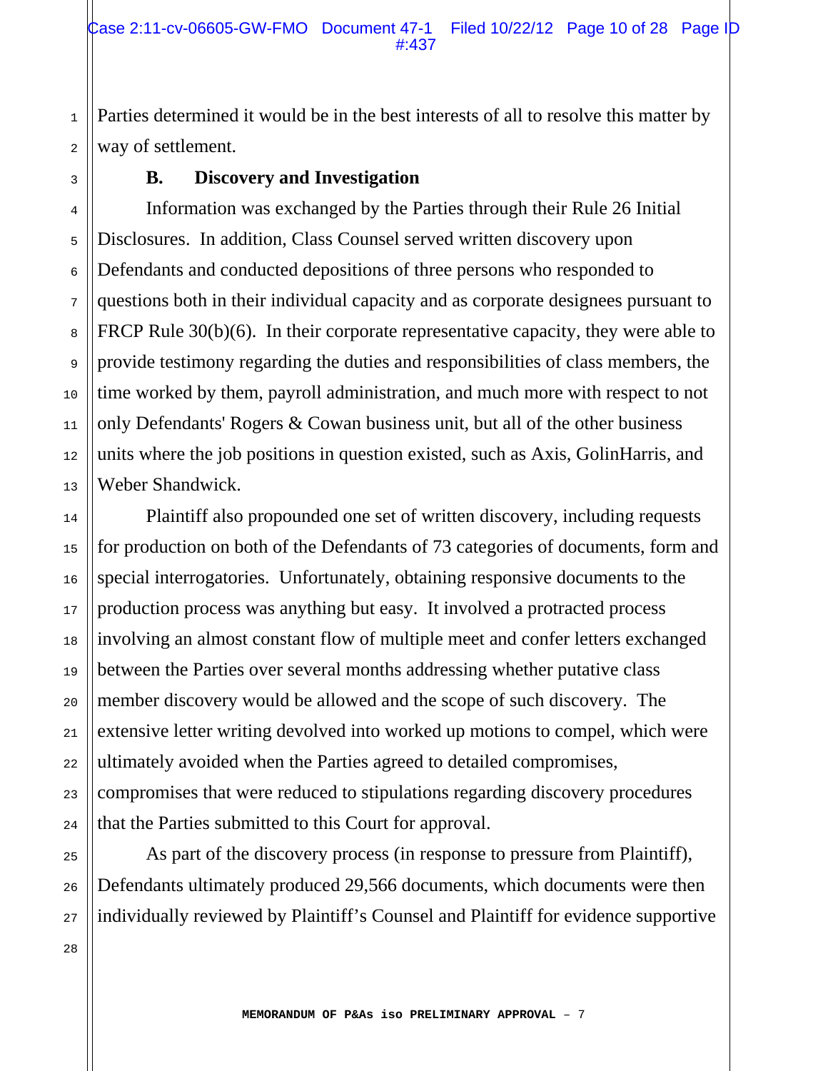Parties determined it would be in the best interests of all to resolve this matter by way of settlement.

### B. Discovery and Investigation

Information was exchanged by the Parties through their Rule 26 Initial Disclosures. In addition, Class Counsel served written discovery upon Defendants and conducted depositions of three persons who responded to questions both in their individual capacity and as corporate designees pursuant to FRCP Rule 30(b)(6). In their corporate representative capacity, they were able to provide testimony regarding the duties and responsibilities of class members, the time worked by them, payroll administration, and much more with respect to not only Defendants' Rogers & Cowan business unit, but all of the other business units where the job positions in question existed, such as Axis, GolinHarris, and Weber Shandwick.

Plaintiff also propounded one set of written discovery, including requests for production on both of the Defendants of 73 categories of documents, form and special interrogatories. Unfortunately, obtaining responsive documents to the production process was anything but easy. It involved a protracted process involving an almost constant flow of multiple meet and confer letters exchanged between the Parties over several months addressing whether putative class member discovery would be allowed and the scope of such discovery. The extensive letter writing devolved into worked up motions to compel, which were ultimately avoided when the Parties agreed to detailed compromises, compromises that were reduced to stipulations regarding discovery procedures that the Parties submitted to this Court for approval.

As part of the discovery process (in response to pressure from Plaintiff), Defendants ultimately produced 29,566 documents, which documents were then individually reviewed by Plaintiff's Counsel and Plaintiff for evidence supportive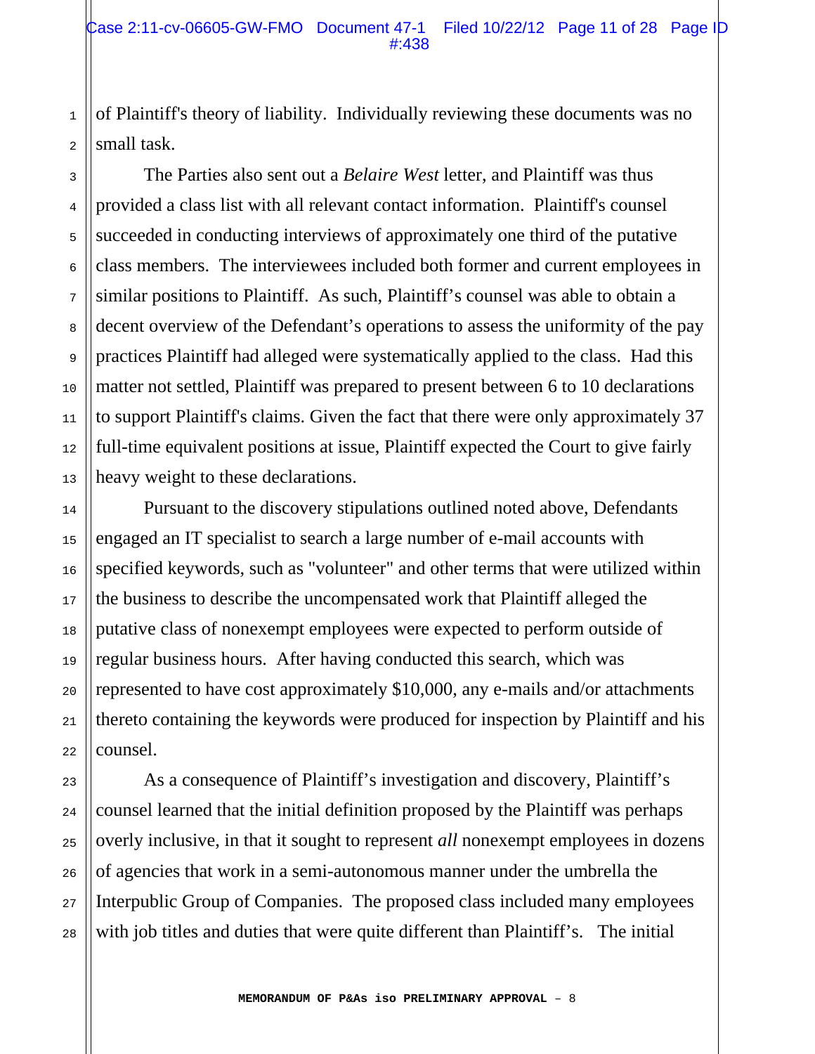of Plaintiff's theory of liability. Individually reviewing these documents was no small task.

The Parties also sent out a *Belaire West* letter, and Plaintiff was thus provided a class list with all relevant contact information. Plaintiff's counsel succeeded in conducting interviews of approximately one third of the putative class members. The interviewees included both former and current employees in similar positions to Plaintiff. As such, Plaintiff's counsel was able to obtain a decent overview of the Defendant's operations to assess the uniformity of the pay practices Plaintiff had alleged were systematically applied to the class. Had this matter not settled, Plaintiff was prepared to present between 6 to 10 declarations to support Plaintiff's claims. Given the fact that there were only approximately 37 full-time equivalent positions at issue, Plaintiff expected the Court to give fairly heavy weight to these declarations.

Pursuant to the discovery stipulations outlined noted above, Defendants engaged an IT specialist to search a large number of e-mail accounts with specified keywords, such as "volunteer" and other terms that were utilized within the business to describe the uncompensated work that Plaintiff alleged the putative class of nonexempt employees were expected to perform outside of regular business hours. After having conducted this search, which was represented to have cost approximately $10,000, any e-mails and/or attachments thereto containing the keywords were produced for inspection by Plaintiff and his counsel.

As a consequence of Plaintiff's investigation and discovery, Plaintiff's counsel learned that the initial definition proposed by the Plaintiff was perhaps overly inclusive, in that it sought to represent *all* nonexempt employees in dozens of agencies that work in a semi-autonomous manner under the umbrella the Interpublic Group of Companies. The proposed class included many employees with job titles and duties that were quite different than Plaintiff's. The initial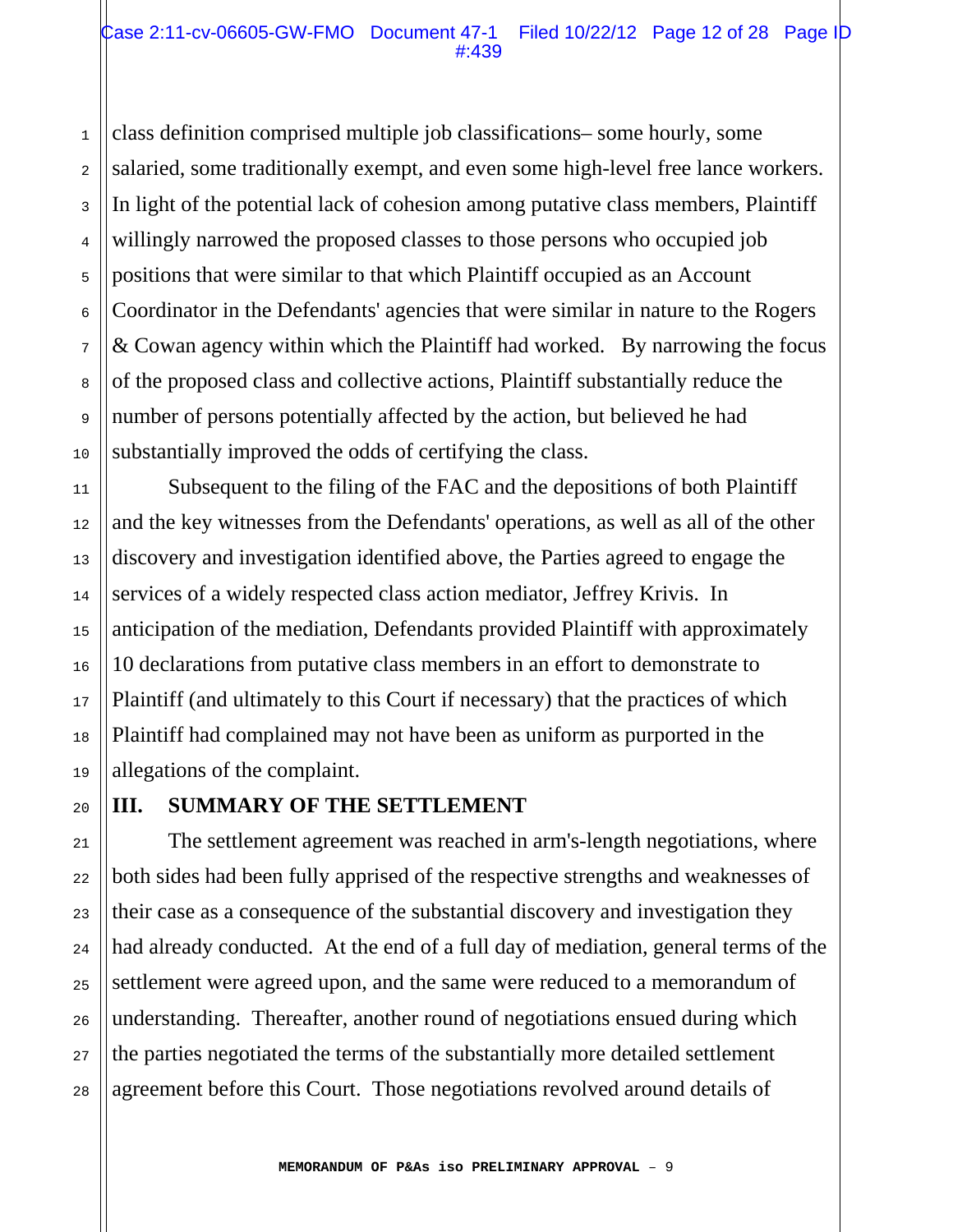class definition comprised multiple job classifications– some hourly, some salaried, some traditionally exempt, and even some high-level free lance workers. In light of the potential lack of cohesion among putative class members, Plaintiff willingly narrowed the proposed classes to those persons who occupied job positions that were similar to that which Plaintiff occupied as an Account Coordinator in the Defendants' agencies that were similar in nature to the Rogers & Cowan agency within which the Plaintiff had worked. By narrowing the focus of the proposed class and collective actions, Plaintiff substantially reduce the number of persons potentially affected by the action, but believed he had substantially improved the odds of certifying the class.

Subsequent to the filing of the FAC and the depositions of both Plaintiff and the key witnesses from the Defendants' operations, as well as all of the other discovery and investigation identified above, the Parties agreed to engage the services of a widely respected class action mediator, Jeffrey Krivis. In anticipation of the mediation, Defendants provided Plaintiff with approximately 10 declarations from putative class members in an effort to demonstrate to Plaintiff (and ultimately to this Court if necessary) that the practices of which Plaintiff had complained may not have been as uniform as purported in the allegations of the complaint.

## III. SUMMARY OF THE SETTLEMENT

The settlement agreement was reached in arm's-length negotiations, where both sides had been fully apprised of the respective strengths and weaknesses of their case as a consequence of the substantial discovery and investigation they had already conducted. At the end of a full day of mediation, general terms of the settlement were agreed upon, and the same were reduced to a memorandum of understanding. Thereafter, another round of negotiations ensued during which the parties negotiated the terms of the substantially more detailed settlement agreement before this Court. Those negotiations revolved around details of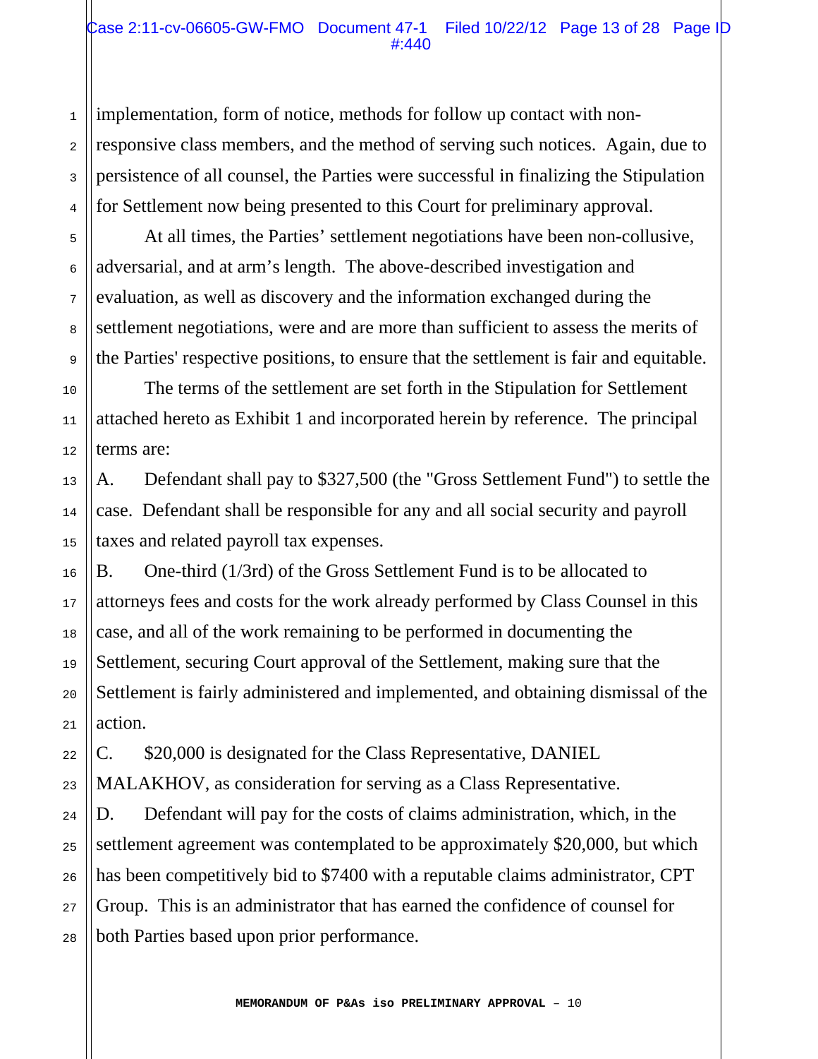implementation, form of notice, methods for follow up contact with non-responsive class members, and the method of serving such notices. Again, due to persistence of all counsel, the Parties were successful in finalizing the Stipulation for Settlement now being presented to this Court for preliminary approval.

At all times, the Parties' settlement negotiations have been non-collusive, adversarial, and at arm's length. The above-described investigation and evaluation, as well as discovery and the information exchanged during the settlement negotiations, were and are more than sufficient to assess the merits of the Parties' respective positions, to ensure that the settlement is fair and equitable.

The terms of the settlement are set forth in the Stipulation for Settlement attached hereto as Exhibit 1 and incorporated herein by reference. The principal terms are:

A. Defendant shall pay to $327,500 (the "Gross Settlement Fund") to settle the case. Defendant shall be responsible for any and all social security and payroll taxes and related payroll tax expenses.

B. One-third (1/3rd) of the Gross Settlement Fund is to be allocated to attorneys fees and costs for the work already performed by Class Counsel in this case, and all of the work remaining to be performed in documenting the Settlement, securing Court approval of the Settlement, making sure that the Settlement is fairly administered and implemented, and obtaining dismissal of the action.

C. $20,000 is designated for the Class Representative, DANIEL MALAKHOV, as consideration for serving as a Class Representative.

D. Defendant will pay for the costs of claims administration, which, in the settlement agreement was contemplated to be approximately $20,000, but which has been competitively bid to $7400 with a reputable claims administrator, CPT Group. This is an administrator that has earned the confidence of counsel for both Parties based upon prior performance.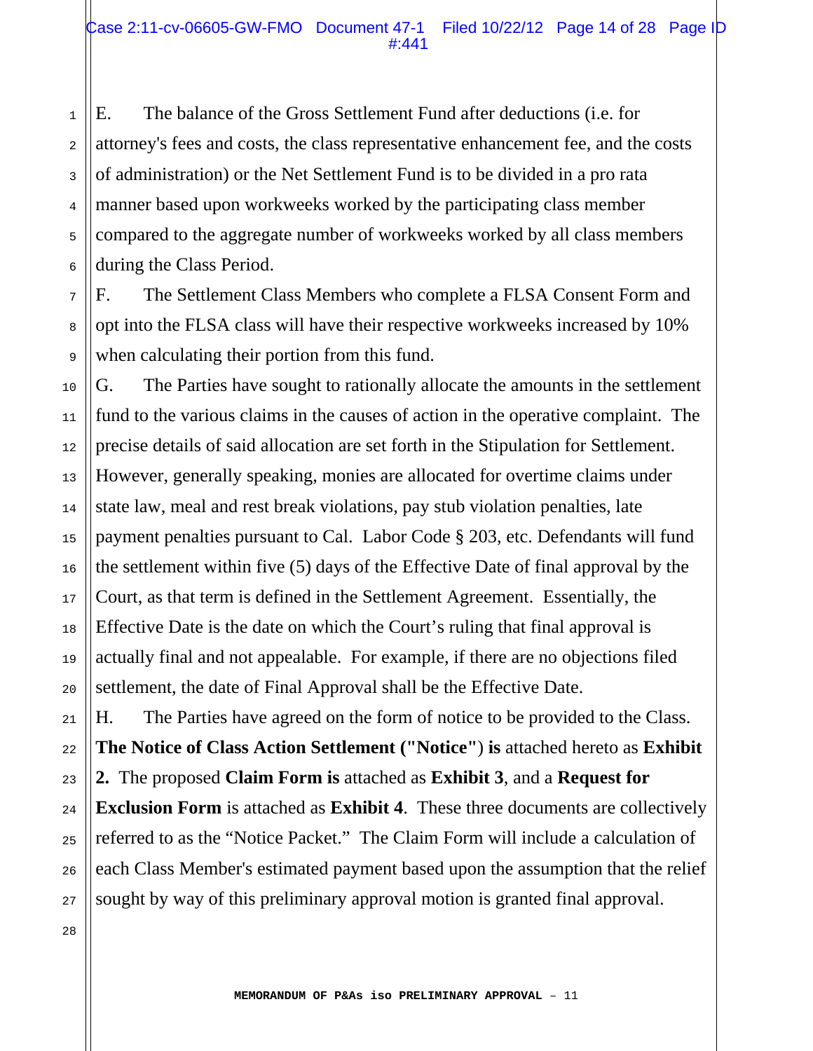E. The balance of the Gross Settlement Fund after deductions (i.e. for attorney's fees and costs, the class representative enhancement fee, and the costs of administration) or the Net Settlement Fund is to be divided in a pro rata manner based upon workweeks worked by the participating class member compared to the aggregate number of workweeks worked by all class members during the Class Period.

F. The Settlement Class Members who complete a FLSA Consent Form and opt into the FLSA class will have their respective workweeks increased by 10% when calculating their portion from this fund.

G. The Parties have sought to rationally allocate the amounts in the settlement fund to the various claims in the causes of action in the operative complaint. The precise details of said allocation are set forth in the Stipulation for Settlement. However, generally speaking, monies are allocated for overtime claims under state law, meal and rest break violations, pay stub violation penalties, late payment penalties pursuant to Cal. Labor Code § 203, etc. Defendants will fund the settlement within five (5) days of the Effective Date of final approval by the Court, as that term is defined in the Settlement Agreement. Essentially, the Effective Date is the date on which the Court's ruling that final approval is actually final and not appealable. For example, if there are no objections filed settlement, the date of Final Approval shall be the Effective Date.

H. The Parties have agreed on the form of notice to be provided to the Class. **The Notice of Class Action Settlement ("Notice") is** attached hereto as **Exhibit 2.** The proposed **Claim Form is** attached as **Exhibit 3**, and a **Request for Exclusion Form** is attached as **Exhibit 4**. These three documents are collectively referred to as the "Notice Packet." The Claim Form will include a calculation of each Class Member's estimated payment based upon the assumption that the relief sought by way of this preliminary approval motion is granted final approval.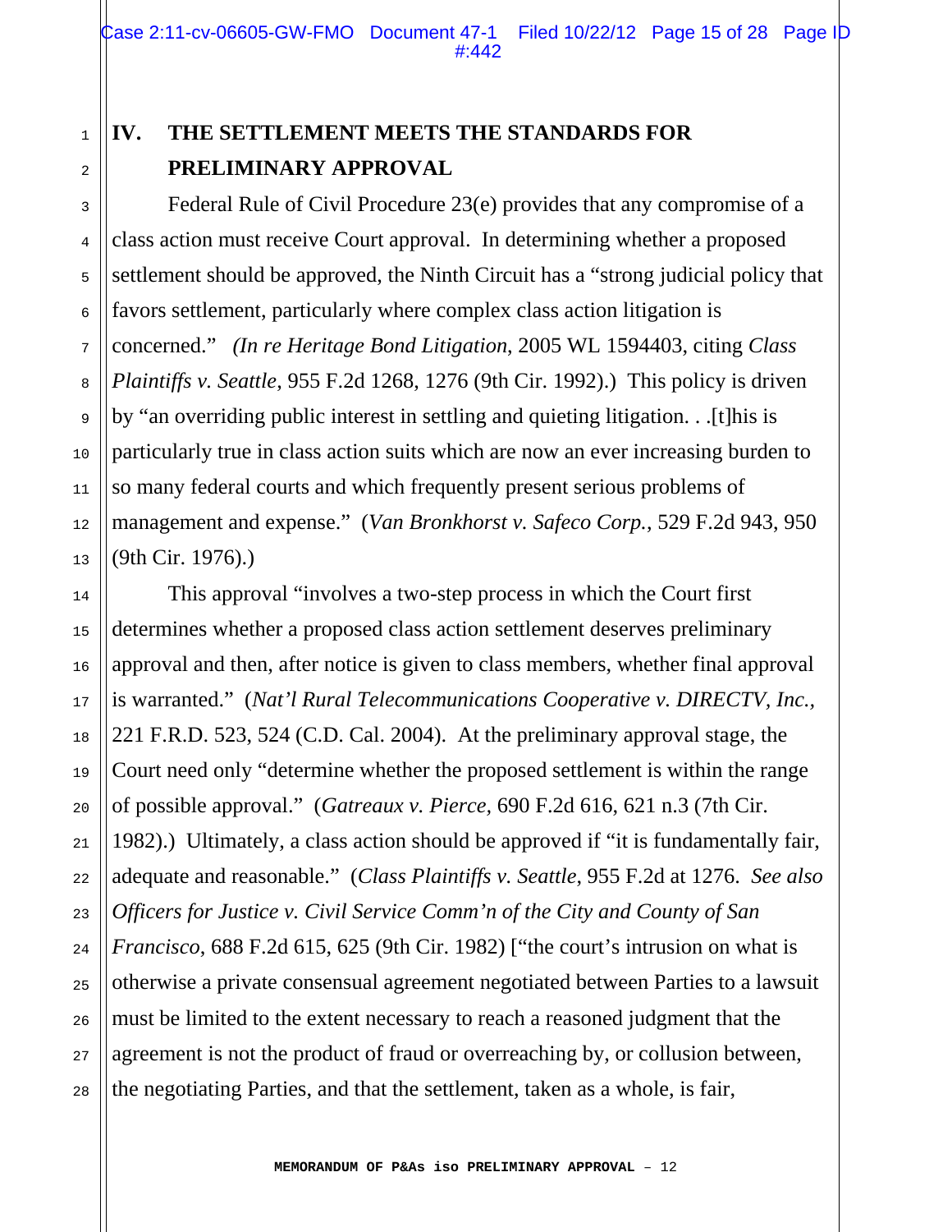## IV. THE SETTLEMENT MEETS THE STANDARDS FOR PRELIMINARY APPROVAL

Federal Rule of Civil Procedure 23(e) provides that any compromise of a class action must receive Court approval. In determining whether a proposed settlement should be approved, the Ninth Circuit has a "strong judicial policy that favors settlement, particularly where complex class action litigation is concerned." *(In re Heritage Bond Litigation*, 2005 WL 1594403, citing *Class Plaintiffs v. Seattle*, 955 F.2d 1268, 1276 (9th Cir. 1992).) This policy is driven by "an overriding public interest in settling and quieting litigation. . .[t]his is particularly true in class action suits which are now an ever increasing burden to so many federal courts and which frequently present serious problems of management and expense." (*Van Bronkhorst v. Safeco Corp.*, 529 F.2d 943, 950 (9th Cir. 1976).)

This approval "involves a two-step process in which the Court first determines whether a proposed class action settlement deserves preliminary approval and then, after notice is given to class members, whether final approval is warranted." (*Nat'l Rural Telecommunications Cooperative v. DIRECTV, Inc.*, 221 F.R.D. 523, 524 (C.D. Cal. 2004). At the preliminary approval stage, the Court need only "determine whether the proposed settlement is within the range of possible approval." (*Gatreaux v. Pierce*, 690 F.2d 616, 621 n.3 (7th Cir. 1982).) Ultimately, a class action should be approved if "it is fundamentally fair, adequate and reasonable." (*Class Plaintiffs v. Seattle*, 955 F.2d at 1276. *See also Officers for Justice v. Civil Service Comm'n of the City and County of San Francisco*, 688 F.2d 615, 625 (9th Cir. 1982) ["the court's intrusion on what is otherwise a private consensual agreement negotiated between Parties to a lawsuit must be limited to the extent necessary to reach a reasoned judgment that the agreement is not the product of fraud or overreaching by, or collusion between, the negotiating Parties, and that the settlement, taken as a whole, is fair,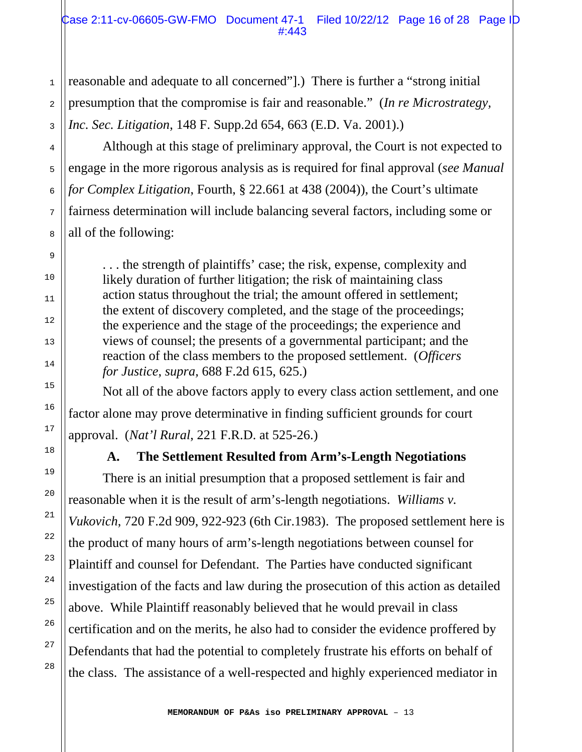reasonable and adequate to all concerned"].) There is further a "strong initial presumption that the compromise is fair and reasonable." (*In re Microstrategy, Inc. Sec. Litigation*, 148 F. Supp.2d 654, 663 (E.D. Va. 2001).)

Although at this stage of preliminary approval, the Court is not expected to engage in the more rigorous analysis as is required for final approval (*see Manual for Complex Litigation*, Fourth, § 22.661 at 438 (2004)), the Court's ultimate fairness determination will include balancing several factors, including some or all of the following:

> . . . the strength of plaintiffs' case; the risk, expense, complexity and likely duration of further litigation; the risk of maintaining class action status throughout the trial; the amount offered in settlement; the extent of discovery completed, and the stage of the proceedings; the experience and the stage of the proceedings; the experience and views of counsel; the presents of a governmental participant; and the reaction of the class members to the proposed settlement. (*Officers for Justice*, *supra*, 688 F.2d 615, 625.)

Not all of the above factors apply to every class action settlement, and one factor alone may prove determinative in finding sufficient grounds for court approval. (*Nat'l Rural*, 221 F.R.D. at 525-26.)

### A. The Settlement Resulted from Arm's-Length Negotiations

There is an initial presumption that a proposed settlement is fair and reasonable when it is the result of arm's-length negotiations. *Williams v. Vukovich*, 720 F.2d 909, 922-923 (6th Cir.1983). The proposed settlement here is the product of many hours of arm's-length negotiations between counsel for Plaintiff and counsel for Defendant. The Parties have conducted significant investigation of the facts and law during the prosecution of this action as detailed above. While Plaintiff reasonably believed that he would prevail in class certification and on the merits, he also had to consider the evidence proffered by Defendants that had the potential to completely frustrate his efforts on behalf of the class. The assistance of a well-respected and highly experienced mediator in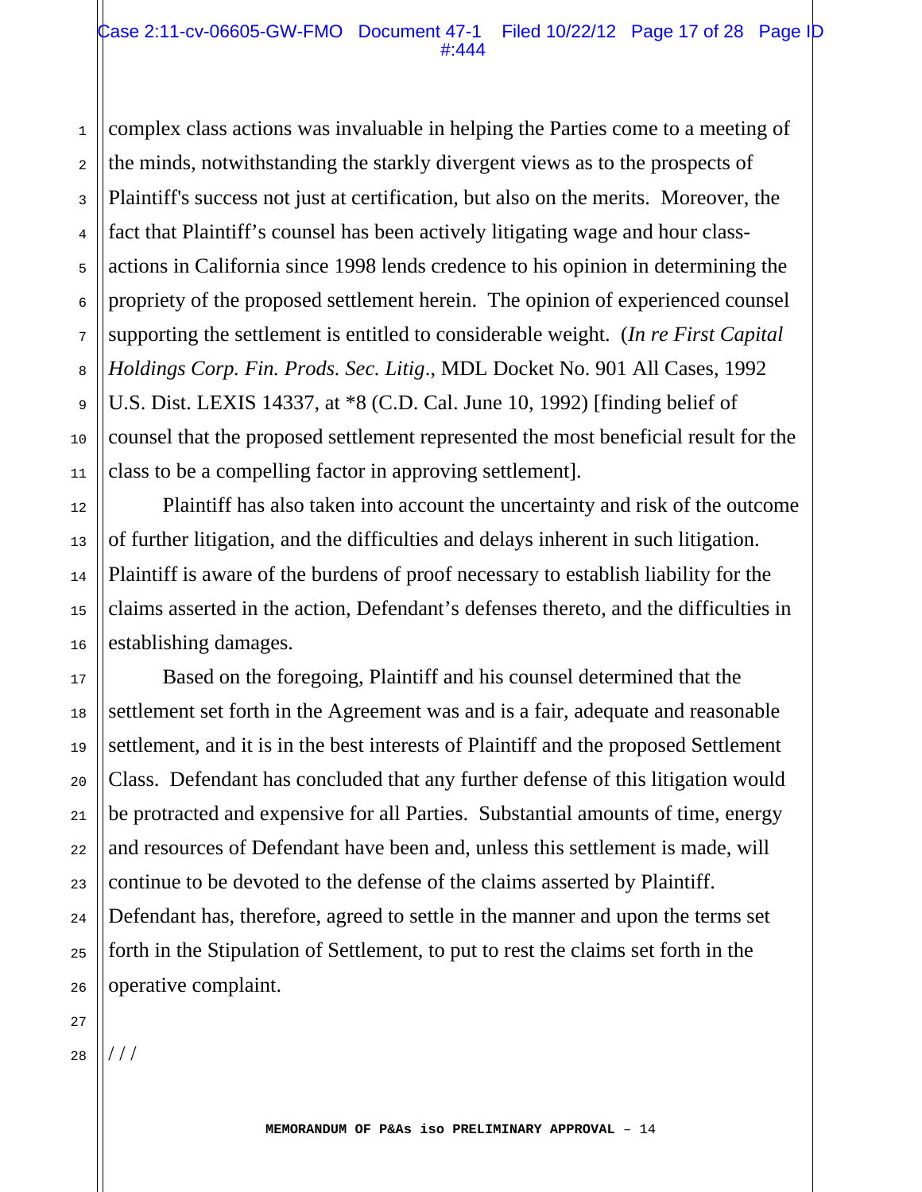complex class actions was invaluable in helping the Parties come to a meeting of the minds, notwithstanding the starkly divergent views as to the prospects of Plaintiff's success not just at certification, but also on the merits. Moreover, the fact that Plaintiff's counsel has been actively litigating wage and hour class-actions in California since 1998 lends credence to his opinion in determining the propriety of the proposed settlement herein. The opinion of experienced counsel supporting the settlement is entitled to considerable weight. (*In re First Capital Holdings Corp. Fin. Prods. Sec. Litig*., MDL Docket No. 901 All Cases, 1992 U.S. Dist. LEXIS 14337, at *8 (C.D. Cal. June 10, 1992) [finding belief of counsel that the proposed settlement represented the most beneficial result for the class to be a compelling factor in approving settlement].

Plaintiff has also taken into account the uncertainty and risk of the outcome of further litigation, and the difficulties and delays inherent in such litigation. Plaintiff is aware of the burdens of proof necessary to establish liability for the claims asserted in the action, Defendant's defenses thereto, and the difficulties in establishing damages.

Based on the foregoing, Plaintiff and his counsel determined that the settlement set forth in the Agreement was and is a fair, adequate and reasonable settlement, and it is in the best interests of Plaintiff and the proposed Settlement Class. Defendant has concluded that any further defense of this litigation would be protracted and expensive for all Parties. Substantial amounts of time, energy and resources of Defendant have been and, unless this settlement is made, will continue to be devoted to the defense of the claims asserted by Plaintiff. Defendant has, therefore, agreed to settle in the manner and upon the terms set forth in the Stipulation of Settlement, to put to rest the claims set forth in the operative complaint.

/ / /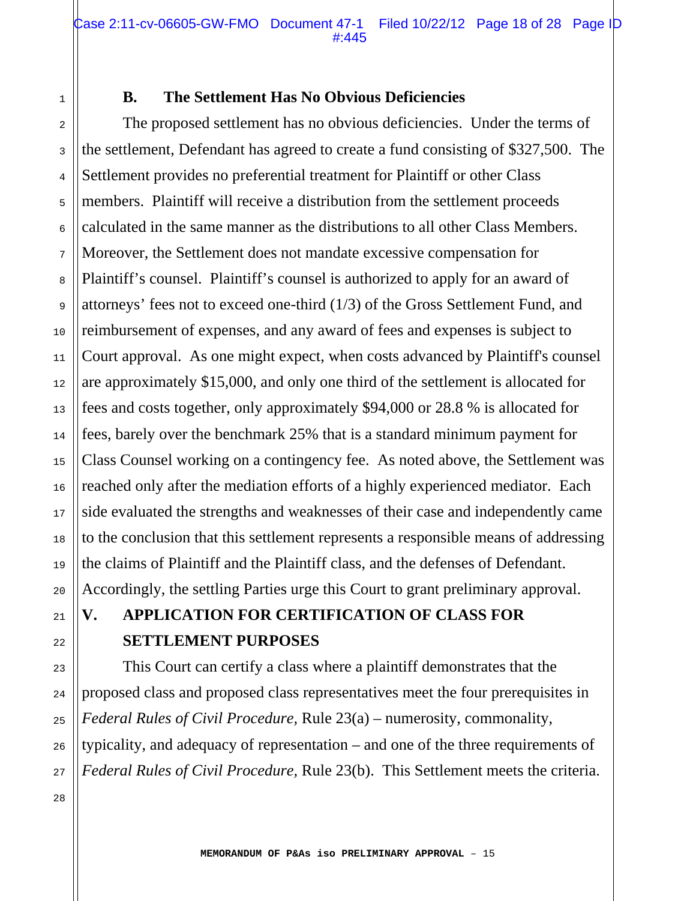### B. The Settlement Has No Obvious Deficiencies

The proposed settlement has no obvious deficiencies. Under the terms of the settlement, Defendant has agreed to create a fund consisting of $327,500. The Settlement provides no preferential treatment for Plaintiff or other Class members. Plaintiff will receive a distribution from the settlement proceeds calculated in the same manner as the distributions to all other Class Members. Moreover, the Settlement does not mandate excessive compensation for Plaintiff's counsel. Plaintiff's counsel is authorized to apply for an award of attorneys' fees not to exceed one-third (1/3) of the Gross Settlement Fund, and reimbursement of expenses, and any award of fees and expenses is subject to Court approval. As one might expect, when costs advanced by Plaintiff's counsel are approximately $15,000, and only one third of the settlement is allocated for fees and costs together, only approximately $94,000 or 28.8 % is allocated for fees, barely over the benchmark 25% that is a standard minimum payment for Class Counsel working on a contingency fee. As noted above, the Settlement was reached only after the mediation efforts of a highly experienced mediator. Each side evaluated the strengths and weaknesses of their case and independently came to the conclusion that this settlement represents a responsible means of addressing the claims of Plaintiff and the Plaintiff class, and the defenses of Defendant. Accordingly, the settling Parties urge this Court to grant preliminary approval.

## V. APPLICATION FOR CERTIFICATION OF CLASS FOR SETTLEMENT PURPOSES

This Court can certify a class where a plaintiff demonstrates that the proposed class and proposed class representatives meet the four prerequisites in *Federal Rules of Civil Procedure*, Rule 23(a) – numerosity, commonality, typicality, and adequacy of representation – and one of the three requirements of *Federal Rules of Civil Procedure*, Rule 23(b). This Settlement meets the criteria.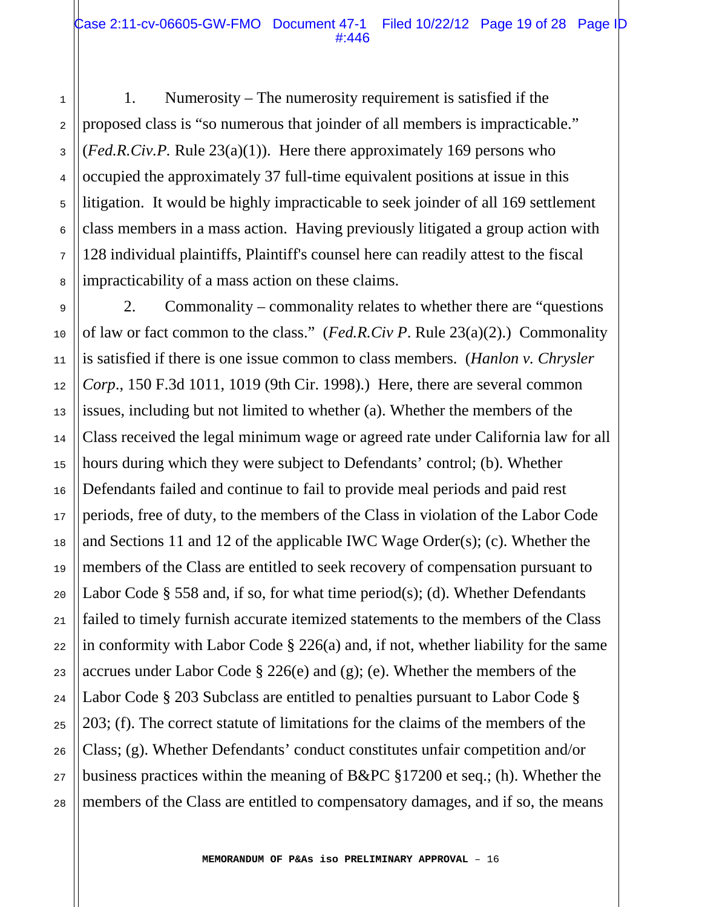1. Numerosity – The numerosity requirement is satisfied if the proposed class is "so numerous that joinder of all members is impracticable." (*Fed.R.Civ.P.* Rule 23(a)(1)). Here there approximately 169 persons who occupied the approximately 37 full-time equivalent positions at issue in this litigation. It would be highly impracticable to seek joinder of all 169 settlement class members in a mass action. Having previously litigated a group action with 128 individual plaintiffs, Plaintiff's counsel here can readily attest to the fiscal impracticability of a mass action on these claims.

2. Commonality – commonality relates to whether there are "questions of law or fact common to the class." (*Fed.R.Civ P*. Rule 23(a)(2).) Commonality is satisfied if there is one issue common to class members. (*Hanlon v. Chrysler Corp*., 150 F.3d 1011, 1019 (9th Cir. 1998).) Here, there are several common issues, including but not limited to whether (a). Whether the members of the Class received the legal minimum wage or agreed rate under California law for all hours during which they were subject to Defendants' control; (b). Whether Defendants failed and continue to fail to provide meal periods and paid rest periods, free of duty, to the members of the Class in violation of the Labor Code and Sections 11 and 12 of the applicable IWC Wage Order(s); (c). Whether the members of the Class are entitled to seek recovery of compensation pursuant to Labor Code § 558 and, if so, for what time period(s); (d). Whether Defendants failed to timely furnish accurate itemized statements to the members of the Class in conformity with Labor Code § 226(a) and, if not, whether liability for the same accrues under Labor Code § 226(e) and (g); (e). Whether the members of the Labor Code § 203 Subclass are entitled to penalties pursuant to Labor Code § 203; (f). The correct statute of limitations for the claims of the members of the Class; (g). Whether Defendants' conduct constitutes unfair competition and/or business practices within the meaning of B&PC §17200 et seq.; (h). Whether the members of the Class are entitled to compensatory damages, and if so, the means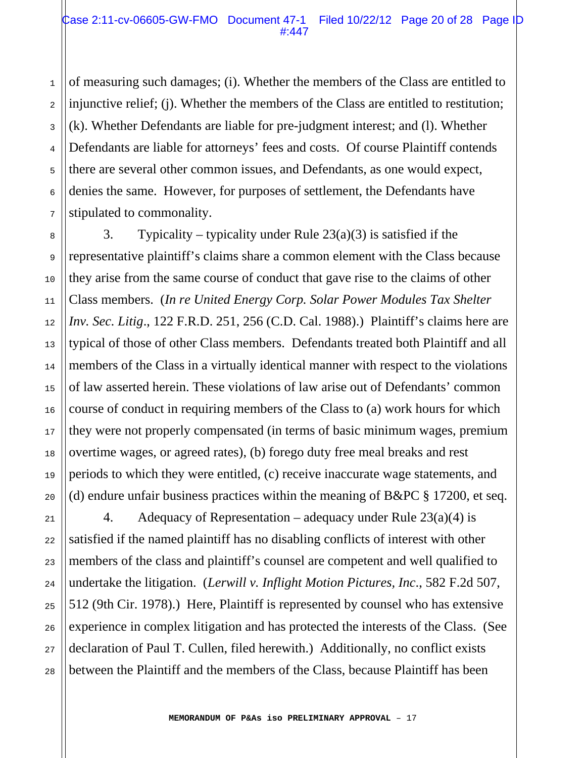of measuring such damages; (i). Whether the members of the Class are entitled to injunctive relief; (j). Whether the members of the Class are entitled to restitution; (k). Whether Defendants are liable for pre-judgment interest; and (l). Whether Defendants are liable for attorneys' fees and costs. Of course Plaintiff contends there are several other common issues, and Defendants, as one would expect, denies the same. However, for purposes of settlement, the Defendants have stipulated to commonality.

3. Typicality – typicality under Rule 23(a)(3) is satisfied if the representative plaintiff's claims share a common element with the Class because they arise from the same course of conduct that gave rise to the claims of other Class members. (*In re United Energy Corp. Solar Power Modules Tax Shelter Inv. Sec. Litig*., 122 F.R.D. 251, 256 (C.D. Cal. 1988).) Plaintiff's claims here are typical of those of other Class members. Defendants treated both Plaintiff and all members of the Class in a virtually identical manner with respect to the violations of law asserted herein. These violations of law arise out of Defendants' common course of conduct in requiring members of the Class to (a) work hours for which they were not properly compensated (in terms of basic minimum wages, premium overtime wages, or agreed rates), (b) forego duty free meal breaks and rest periods to which they were entitled, (c) receive inaccurate wage statements, and (d) endure unfair business practices within the meaning of B&PC § 17200, et seq.

4. Adequacy of Representation – adequacy under Rule 23(a)(4) is satisfied if the named plaintiff has no disabling conflicts of interest with other members of the class and plaintiff's counsel are competent and well qualified to undertake the litigation. (*Lerwill v. Inflight Motion Pictures, Inc*., 582 F.2d 507, 512 (9th Cir. 1978).) Here, Plaintiff is represented by counsel who has extensive experience in complex litigation and has protected the interests of the Class. (See declaration of Paul T. Cullen, filed herewith.) Additionally, no conflict exists between the Plaintiff and the members of the Class, because Plaintiff has been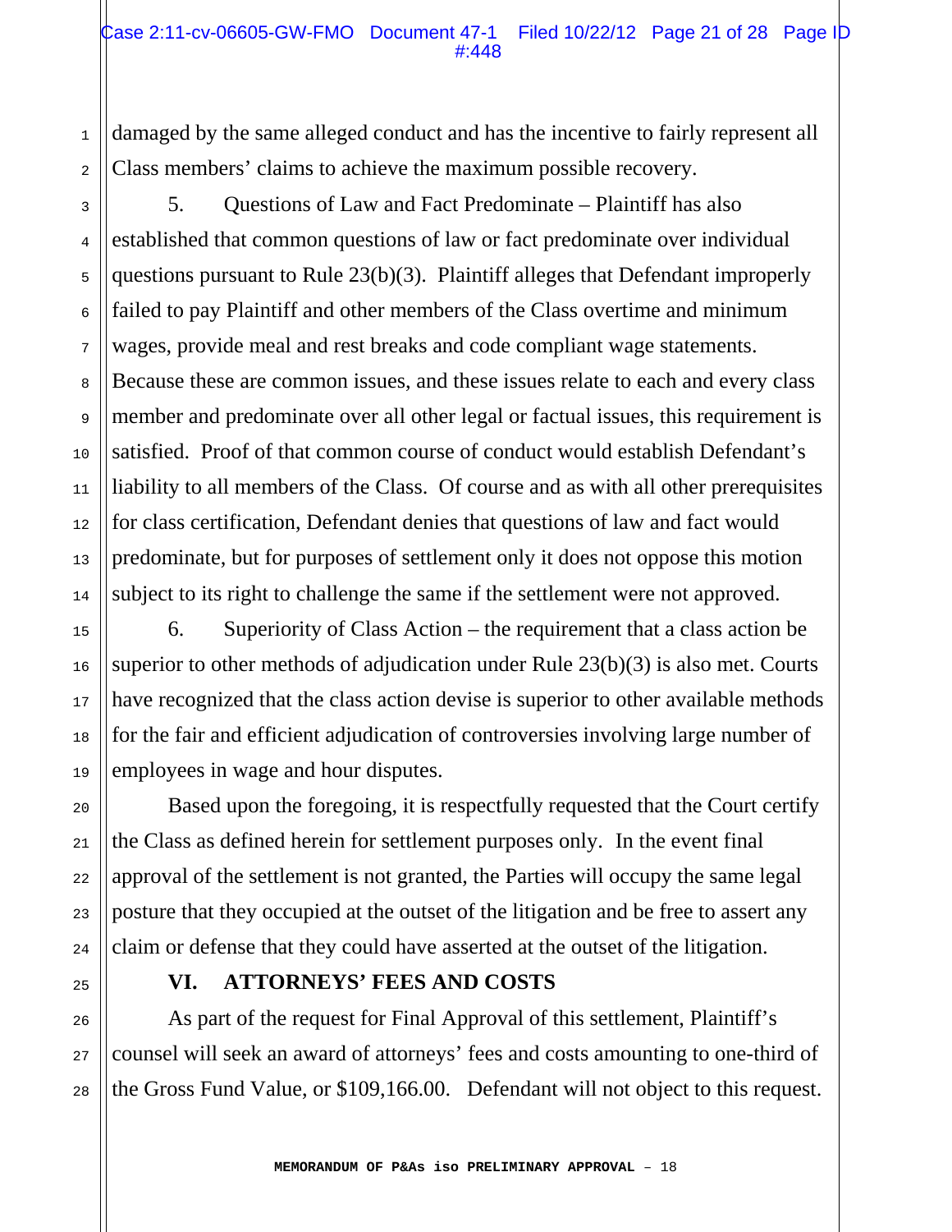damaged by the same alleged conduct and has the incentive to fairly represent all Class members' claims to achieve the maximum possible recovery.

5. Questions of Law and Fact Predominate – Plaintiff has also established that common questions of law or fact predominate over individual questions pursuant to Rule 23(b)(3). Plaintiff alleges that Defendant improperly failed to pay Plaintiff and other members of the Class overtime and minimum wages, provide meal and rest breaks and code compliant wage statements. Because these are common issues, and these issues relate to each and every class member and predominate over all other legal or factual issues, this requirement is satisfied. Proof of that common course of conduct would establish Defendant's liability to all members of the Class. Of course and as with all other prerequisites for class certification, Defendant denies that questions of law and fact would predominate, but for purposes of settlement only it does not oppose this motion subject to its right to challenge the same if the settlement were not approved.

6. Superiority of Class Action – the requirement that a class action be superior to other methods of adjudication under Rule 23(b)(3) is also met. Courts have recognized that the class action devise is superior to other available methods for the fair and efficient adjudication of controversies involving large number of employees in wage and hour disputes.

Based upon the foregoing, it is respectfully requested that the Court certify the Class as defined herein for settlement purposes only. In the event final approval of the settlement is not granted, the Parties will occupy the same legal posture that they occupied at the outset of the litigation and be free to assert any claim or defense that they could have asserted at the outset of the litigation.

## VI. ATTORNEYS' FEES AND COSTS

As part of the request for Final Approval of this settlement, Plaintiff's counsel will seek an award of attorneys' fees and costs amounting to one-third of the Gross Fund Value, or $109,166.00. Defendant will not object to this request.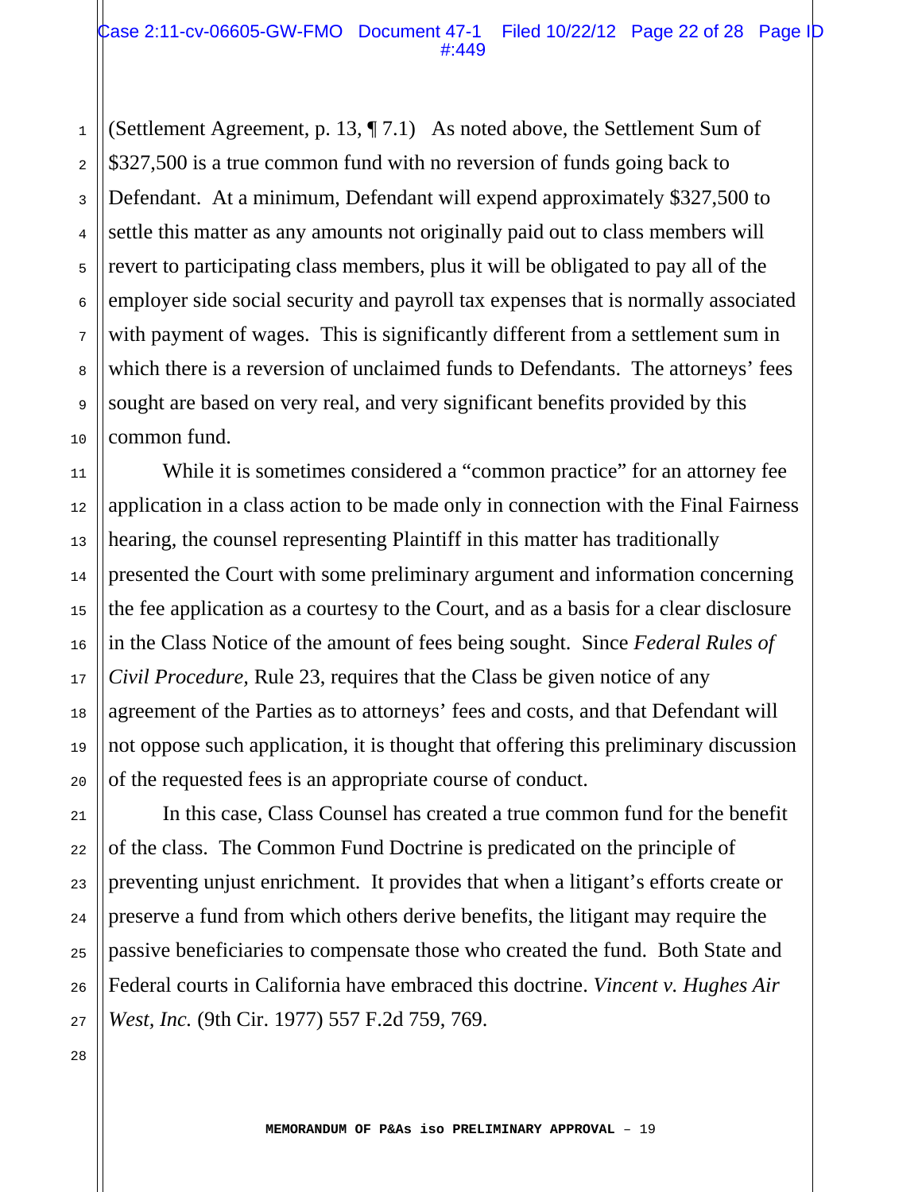(Settlement Agreement, p. 13, ¶ 7.1) As noted above, the Settlement Sum of $327,500 is a true common fund with no reversion of funds going back to Defendant. At a minimum, Defendant will expend approximately $327,500 to settle this matter as any amounts not originally paid out to class members will revert to participating class members, plus it will be obligated to pay all of the employer side social security and payroll tax expenses that is normally associated with payment of wages. This is significantly different from a settlement sum in which there is a reversion of unclaimed funds to Defendants. The attorneys' fees sought are based on very real, and very significant benefits provided by this common fund.

While it is sometimes considered a "common practice" for an attorney fee application in a class action to be made only in connection with the Final Fairness hearing, the counsel representing Plaintiff in this matter has traditionally presented the Court with some preliminary argument and information concerning the fee application as a courtesy to the Court, and as a basis for a clear disclosure in the Class Notice of the amount of fees being sought. Since *Federal Rules of Civil Procedure,* Rule 23, requires that the Class be given notice of any agreement of the Parties as to attorneys' fees and costs, and that Defendant will not oppose such application, it is thought that offering this preliminary discussion of the requested fees is an appropriate course of conduct.

In this case, Class Counsel has created a true common fund for the benefit of the class. The Common Fund Doctrine is predicated on the principle of preventing unjust enrichment. It provides that when a litigant's efforts create or preserve a fund from which others derive benefits, the litigant may require the passive beneficiaries to compensate those who created the fund. Both State and Federal courts in California have embraced this doctrine. *Vincent v. Hughes Air West, Inc.* (9th Cir. 1977) 557 F.2d 759, 769.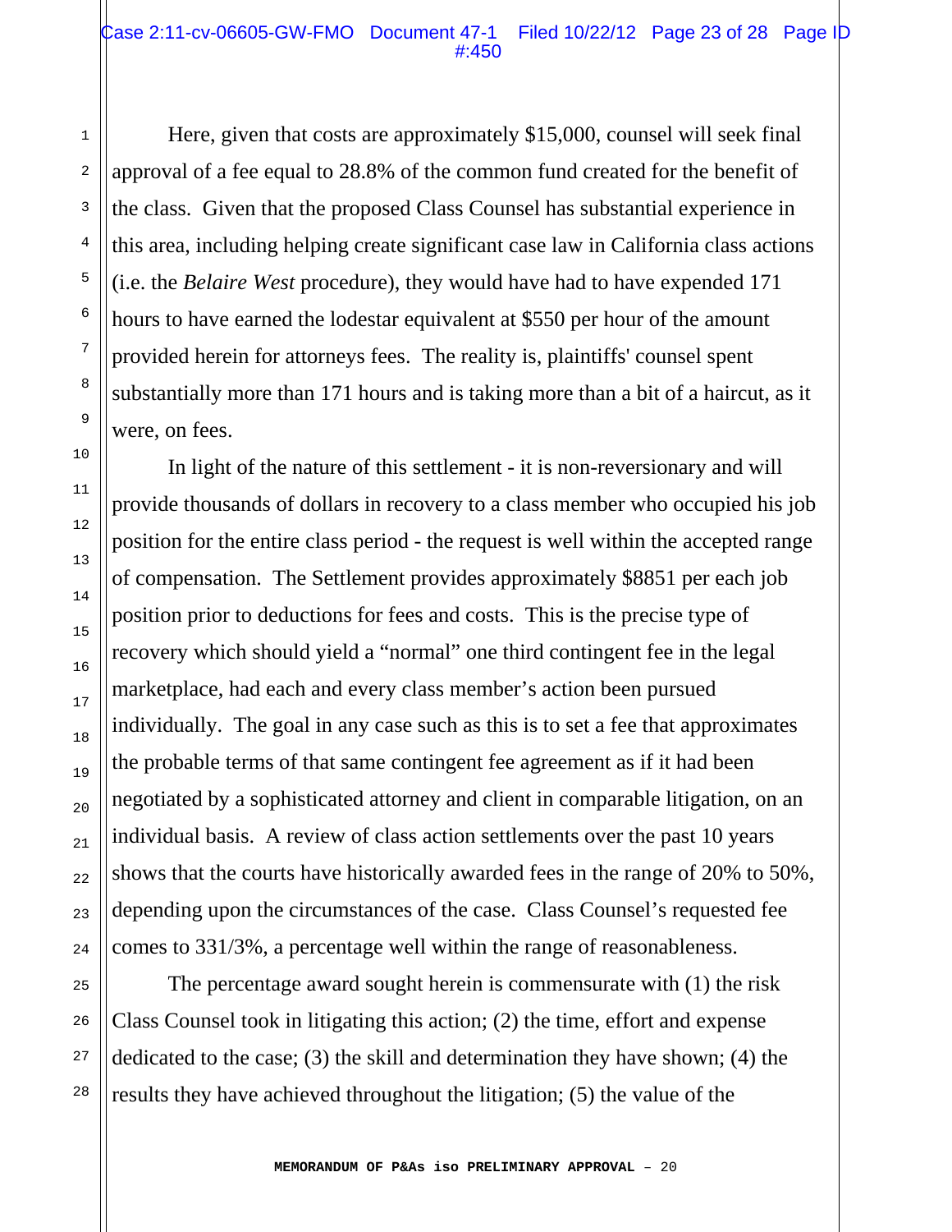Here, given that costs are approximately $15,000, counsel will seek final approval of a fee equal to 28.8% of the common fund created for the benefit of the class. Given that the proposed Class Counsel has substantial experience in this area, including helping create significant case law in California class actions (i.e. the *Belaire West* procedure), they would have had to have expended 171 hours to have earned the lodestar equivalent at $550 per hour of the amount provided herein for attorneys fees. The reality is, plaintiffs' counsel spent substantially more than 171 hours and is taking more than a bit of a haircut, as it were, on fees.

In light of the nature of this settlement - it is non-reversionary and will provide thousands of dollars in recovery to a class member who occupied his job position for the entire class period - the request is well within the accepted range of compensation. The Settlement provides approximately $8851 per each job position prior to deductions for fees and costs. This is the precise type of recovery which should yield a "normal" one third contingent fee in the legal marketplace, had each and every class member's action been pursued individually. The goal in any case such as this is to set a fee that approximates the probable terms of that same contingent fee agreement as if it had been negotiated by a sophisticated attorney and client in comparable litigation, on an individual basis. A review of class action settlements over the past 10 years shows that the courts have historically awarded fees in the range of 20% to 50%, depending upon the circumstances of the case. Class Counsel's requested fee comes to 331/3%, a percentage well within the range of reasonableness.

The percentage award sought herein is commensurate with (1) the risk Class Counsel took in litigating this action; (2) the time, effort and expense dedicated to the case; (3) the skill and determination they have shown; (4) the results they have achieved throughout the litigation; (5) the value of the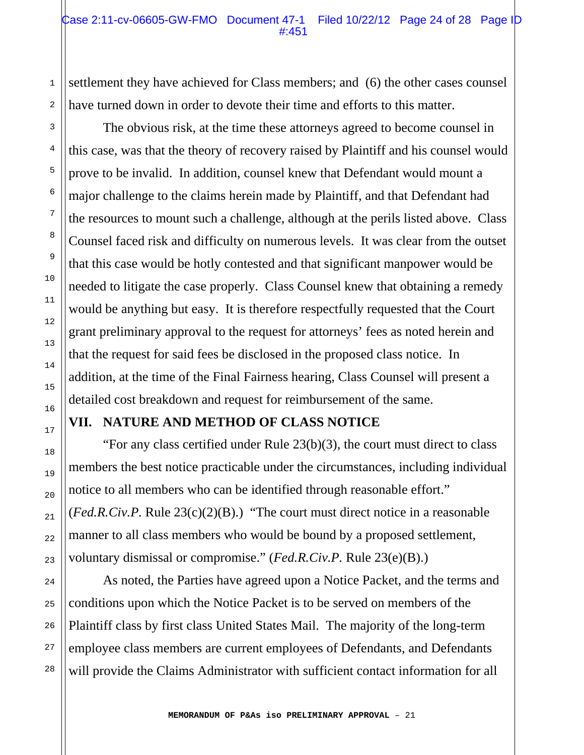settlement they have achieved for Class members; and (6) the other cases counsel have turned down in order to devote their time and efforts to this matter.

The obvious risk, at the time these attorneys agreed to become counsel in this case, was that the theory of recovery raised by Plaintiff and his counsel would prove to be invalid. In addition, counsel knew that Defendant would mount a major challenge to the claims herein made by Plaintiff, and that Defendant had the resources to mount such a challenge, although at the perils listed above. Class Counsel faced risk and difficulty on numerous levels. It was clear from the outset that this case would be hotly contested and that significant manpower would be needed to litigate the case properly. Class Counsel knew that obtaining a remedy would be anything but easy. It is therefore respectfully requested that the Court grant preliminary approval to the request for attorneys' fees as noted herein and that the request for said fees be disclosed in the proposed class notice. In addition, at the time of the Final Fairness hearing, Class Counsel will present a detailed cost breakdown and request for reimbursement of the same.

## VII. NATURE AND METHOD OF CLASS NOTICE

"For any class certified under Rule 23(b)(3), the court must direct to class members the best notice practicable under the circumstances, including individual notice to all members who can be identified through reasonable effort." (*Fed.R.Civ.P.* Rule 23(c)(2)(B).) "The court must direct notice in a reasonable manner to all class members who would be bound by a proposed settlement, voluntary dismissal or compromise." (*Fed.R.Civ.P.* Rule 23(e)(B).)

As noted, the Parties have agreed upon a Notice Packet, and the terms and conditions upon which the Notice Packet is to be served on members of the Plaintiff class by first class United States Mail. The majority of the long-term employee class members are current employees of Defendants, and Defendants will provide the Claims Administrator with sufficient contact information for all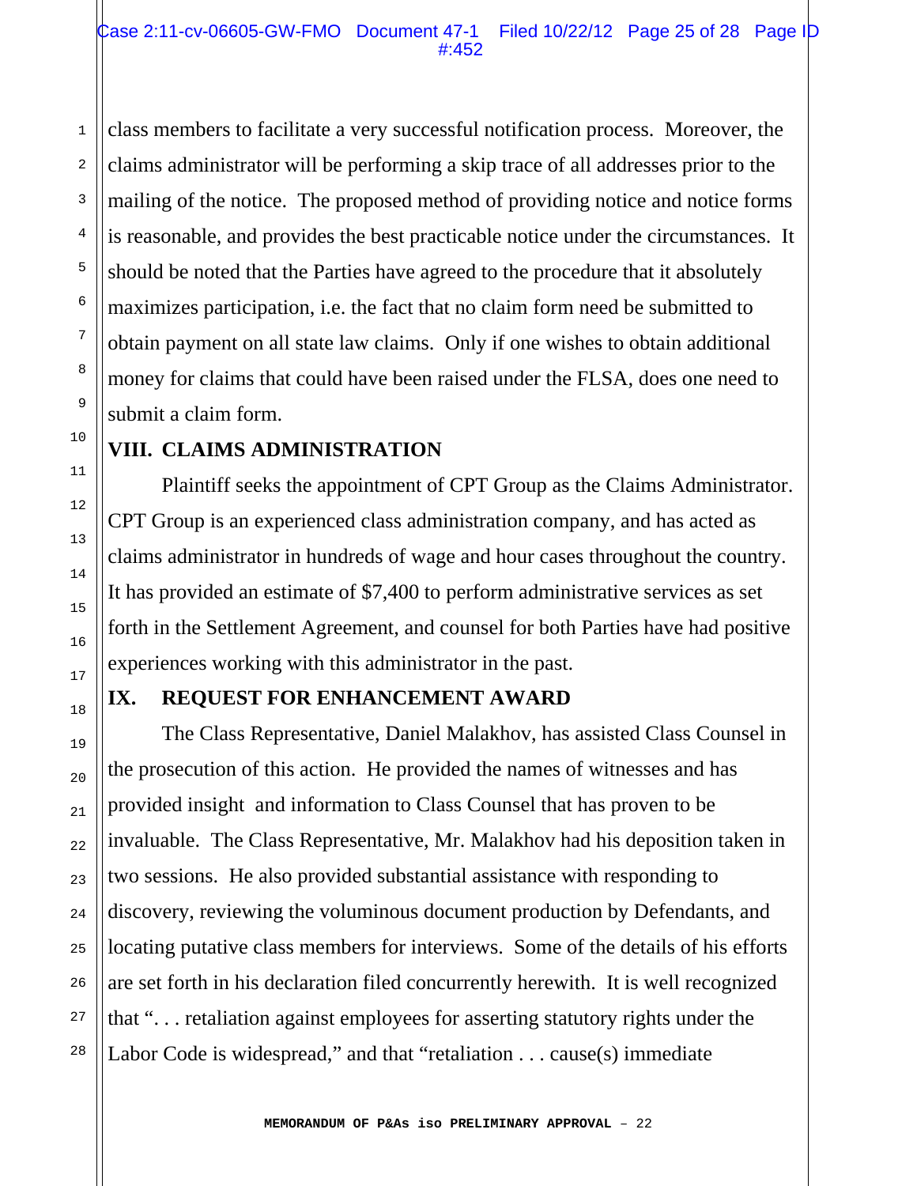class members to facilitate a very successful notification process. Moreover, the claims administrator will be performing a skip trace of all addresses prior to the mailing of the notice. The proposed method of providing notice and notice forms is reasonable, and provides the best practicable notice under the circumstances. It should be noted that the Parties have agreed to the procedure that it absolutely maximizes participation, i.e. the fact that no claim form need be submitted to obtain payment on all state law claims. Only if one wishes to obtain additional money for claims that could have been raised under the FLSA, does one need to submit a claim form.

## VIII. CLAIMS ADMINISTRATION

Plaintiff seeks the appointment of CPT Group as the Claims Administrator. CPT Group is an experienced class administration company, and has acted as claims administrator in hundreds of wage and hour cases throughout the country. It has provided an estimate of $7,400 to perform administrative services as set forth in the Settlement Agreement, and counsel for both Parties have had positive experiences working with this administrator in the past.

## IX. REQUEST FOR ENHANCEMENT AWARD

The Class Representative, Daniel Malakhov, has assisted Class Counsel in the prosecution of this action. He provided the names of witnesses and has provided insight and information to Class Counsel that has proven to be invaluable. The Class Representative, Mr. Malakhov had his deposition taken in two sessions. He also provided substantial assistance with responding to discovery, reviewing the voluminous document production by Defendants, and locating putative class members for interviews. Some of the details of his efforts are set forth in his declaration filed concurrently herewith. It is well recognized that ". . . retaliation against employees for asserting statutory rights under the Labor Code is widespread," and that "retaliation . . . cause(s) immediate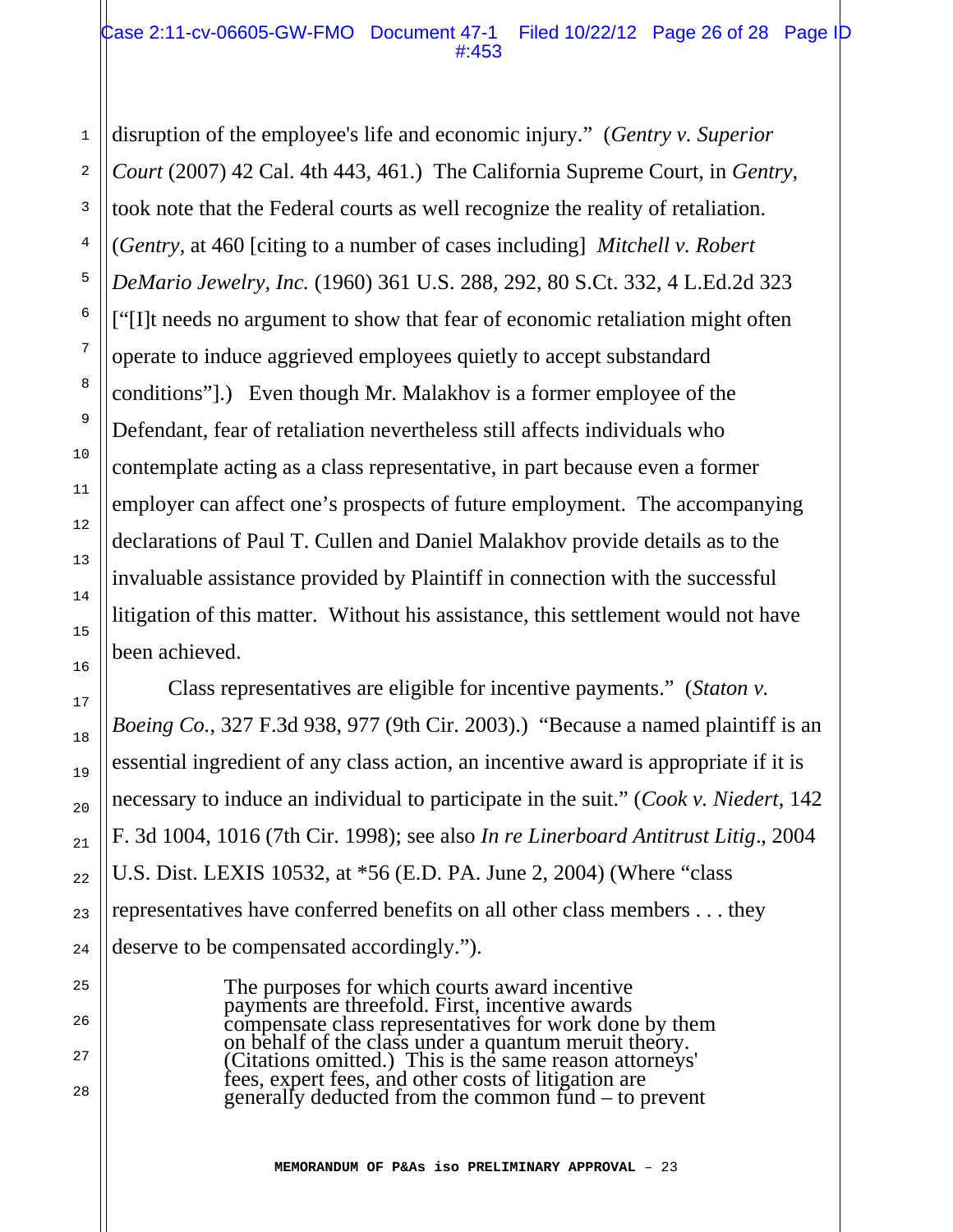disruption of the employee's life and economic injury." (*Gentry v. Superior Court* (2007) 42 Cal. 4th 443, 461.) The California Supreme Court, in *Gentry*, took note that the Federal courts as well recognize the reality of retaliation. (*Gentry*, at 460 [citing to a number of cases including] *Mitchell v. Robert DeMario Jewelry, Inc.* (1960) 361 U.S. 288, 292, 80 S.Ct. 332, 4 L.Ed.2d 323 ["[I]t needs no argument to show that fear of economic retaliation might often operate to induce aggrieved employees quietly to accept substandard conditions"].) Even though Mr. Malakhov is a former employee of the Defendant, fear of retaliation nevertheless still affects individuals who contemplate acting as a class representative, in part because even a former employer can affect one's prospects of future employment. The accompanying declarations of Paul T. Cullen and Daniel Malakhov provide details as to the invaluable assistance provided by Plaintiff in connection with the successful litigation of this matter. Without his assistance, this settlement would not have been achieved.

Class representatives are eligible for incentive payments." (*Staton v. Boeing Co.*, 327 F.3d 938, 977 (9th Cir. 2003).) "Because a named plaintiff is an essential ingredient of any class action, an incentive award is appropriate if it is necessary to induce an individual to participate in the suit." (*Cook v. Niedert*, 142 F. 3d 1004, 1016 (7th Cir. 1998); see also *In re Linerboard Antitrust Litig*., 2004 U.S. Dist. LEXIS 10532, at *56 (E.D. PA. June 2, 2004) (Where "class representatives have conferred benefits on all other class members . . . they deserve to be compensated accordingly.").

> The purposes for which courts award incentive payments are threefold. First, incentive awards compensate class representatives for work done by them on behalf of the class under a quantum meruit theory. (Citations omitted.) This is the same reason attorneys' fees, expert fees, and other costs of litigation are generally deducted from the common fund – to prevent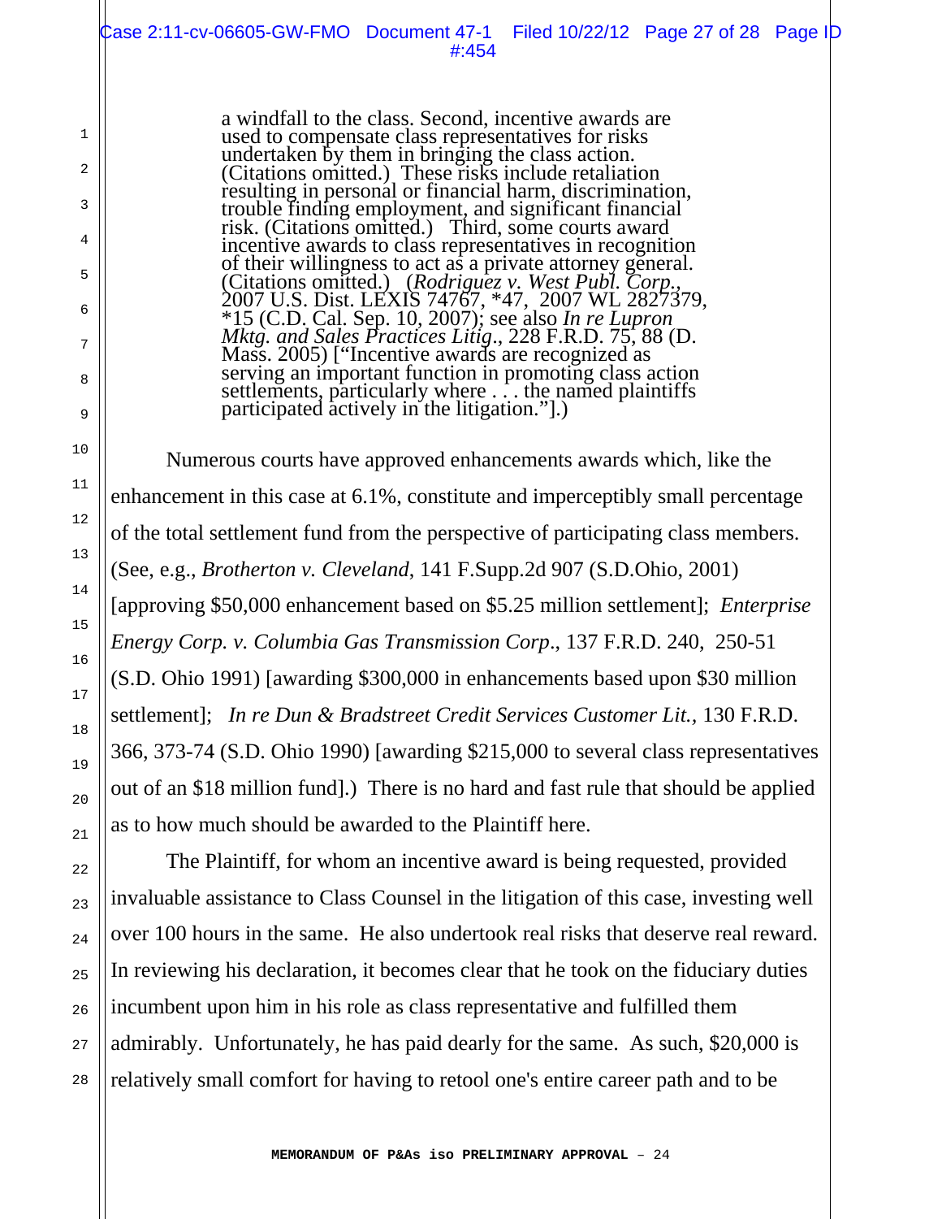> a windfall to the class. Second, incentive awards are used to compensate class representatives for risks undertaken by them in bringing the class action. (Citations omitted.) These risks include retaliation resulting in personal or financial harm, discrimination, trouble finding employment, and significant financial risk. (Citations omitted.) Third, some courts award incentive awards to class representatives in recognition of their willingness to act as a private attorney general. (Citations omitted.) (*Rodriguez v. West Publ. Corp.*, 2007 U.S. Dist. LEXIS 74767, *47, 2007 WL 2827379, *15 (C.D. Cal. Sep. 10, 2007); see also *In re Lupron Mktg. and Sales Practices Litig*., 228 F.R.D. 75, 88 (D. Mass. 2005) ["Incentive awards are recognized as serving an important function in promoting class action settlements, particularly where . . . the named plaintiffs participated actively in the litigation."].)

Numerous courts have approved enhancements awards which, like the enhancement in this case at 6.1%, constitute and imperceptibly small percentage of the total settlement fund from the perspective of participating class members. (See, e.g., *Brotherton v. Cleveland*, 141 F.Supp.2d 907 (S.D.Ohio, 2001) [approving $50,000 enhancement based on $5.25 million settlement]; *Enterprise Energy Corp. v. Columbia Gas Transmission Corp*., 137 F.R.D. 240, 250-51 (S.D. Ohio 1991) [awarding $300,000 in enhancements based upon $30 million settlement]; *In re Dun & Bradstreet Credit Services Customer Lit.*, 130 F.R.D. 366, 373-74 (S.D. Ohio 1990) [awarding $215,000 to several class representatives out of an $18 million fund].) There is no hard and fast rule that should be applied as to how much should be awarded to the Plaintiff here.

The Plaintiff, for whom an incentive award is being requested, provided invaluable assistance to Class Counsel in the litigation of this case, investing well over 100 hours in the same. He also undertook real risks that deserve real reward. In reviewing his declaration, it becomes clear that he took on the fiduciary duties incumbent upon him in his role as class representative and fulfilled them admirably. Unfortunately, he has paid dearly for the same. As such, $20,000 is relatively small comfort for having to retool one's entire career path and to be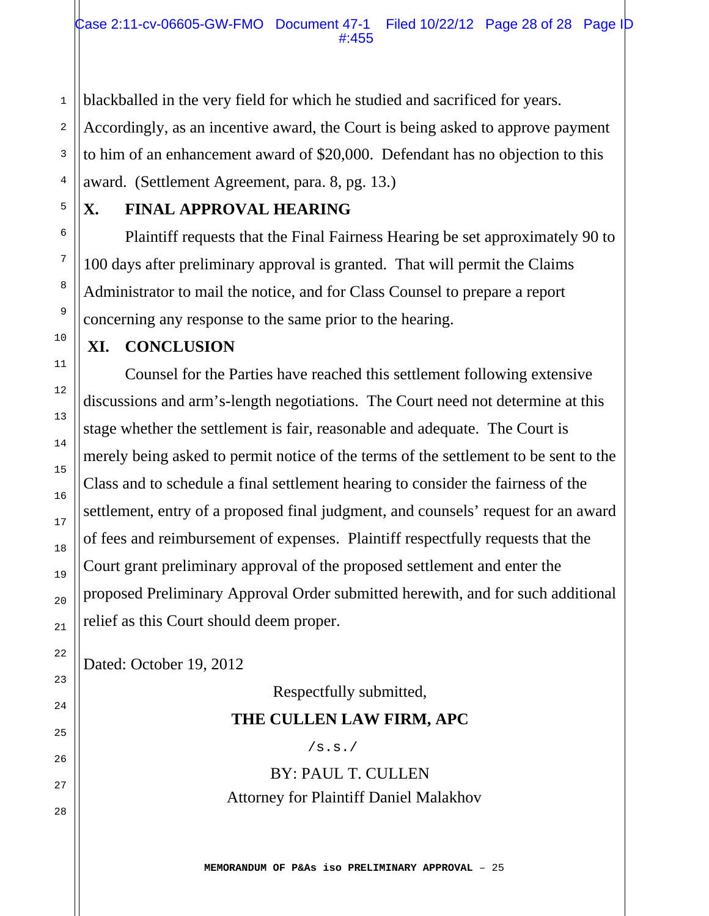blackballed in the very field for which he studied and sacrificed for years. Accordingly, as an incentive award, the Court is being asked to approve payment to him of an enhancement award of $20,000. Defendant has no objection to this award. (Settlement Agreement, para. 8, pg. 13.)

## X. FINAL APPROVAL HEARING

Plaintiff requests that the Final Fairness Hearing be set approximately 90 to 100 days after preliminary approval is granted. That will permit the Claims Administrator to mail the notice, and for Class Counsel to prepare a report concerning any response to the same prior to the hearing.

## XI. CONCLUSION

Counsel for the Parties have reached this settlement following extensive discussions and arm's-length negotiations. The Court need not determine at this stage whether the settlement is fair, reasonable and adequate. The Court is merely being asked to permit notice of the terms of the settlement to be sent to the Class and to schedule a final settlement hearing to consider the fairness of the settlement, entry of a proposed final judgment, and counsels' request for an award of fees and reimbursement of expenses. Plaintiff respectfully requests that the Court grant preliminary approval of the proposed settlement and enter the proposed Preliminary Approval Order submitted herewith, and for such additional relief as this Court should deem proper.

Dated: October 19, 2012

Respectfully submitted,

**THE CULLEN LAW FIRM, APC**

/s.s./

BY: PAUL T. CULLEN

Attorney for Plaintiff Daniel Malakhov

MEMORANDUM OF P&As iso PRELIMINARY APPROVAL – 25